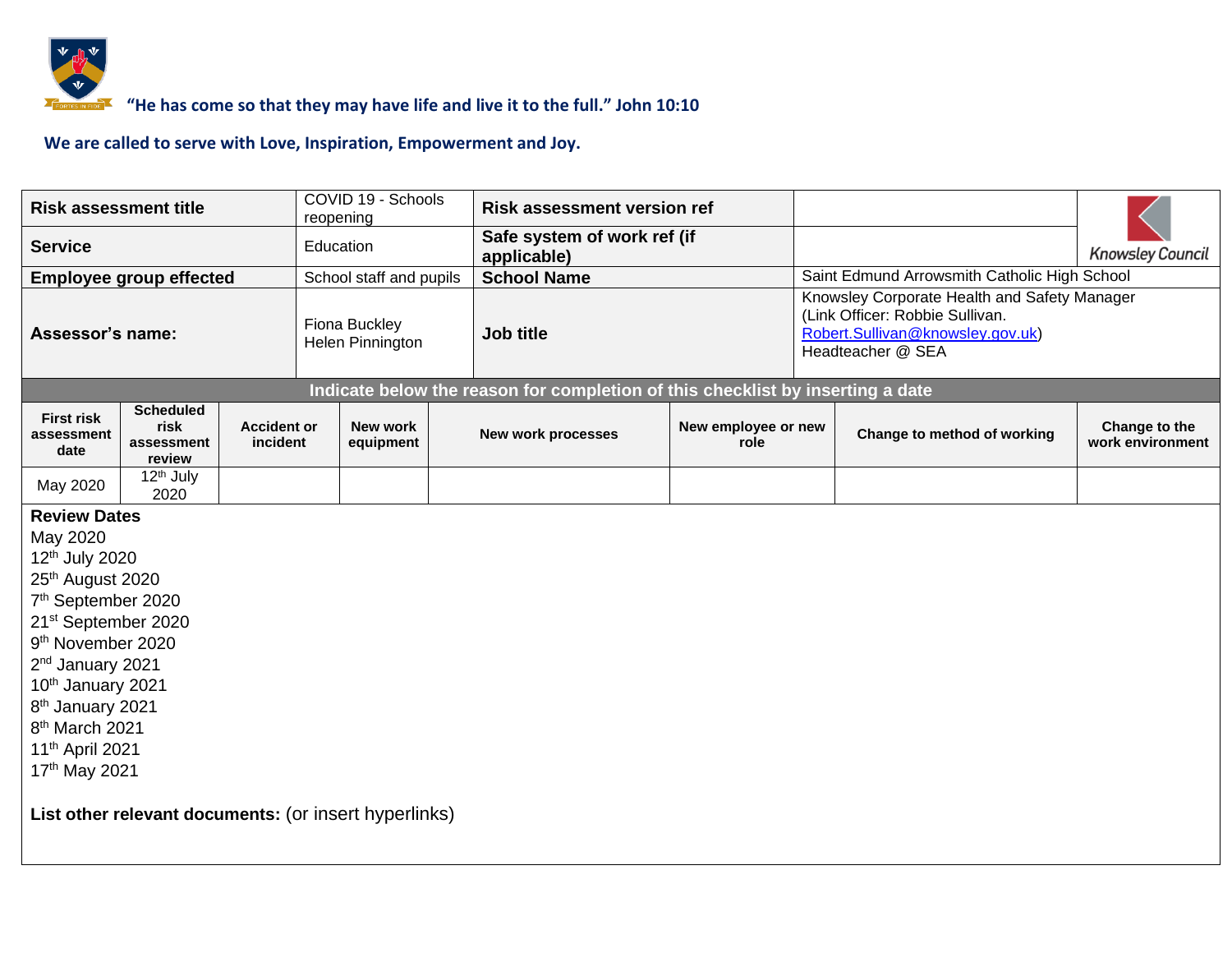**"He has come so that they may have life and live it to the full." John 10:10**

**We are called to serve with Love, Inspiration, Empowerment and Joy.**

| **Risk assessment title** | COVID 19 - Schools reopening | **Risk assessment version ref** | | Knowsley Council |
|---|---|---|---|---|
| **Service** | Education | **Safe system of work ref (if applicable)** | | |
| **Employee group effected** | School staff and pupils | **School Name** | Saint Edmund Arrowsmith Catholic High School | |
| **Assessor's name:** | Fiona Buckley<br>Helen Pinnington | **Job title** | Knowsley Corporate Health and Safety Manager<br>(Link Officer: Robbie Sullivan. Robert.Sullivan@knowsley.gov.uk)<br>Headteacher @ SEA | |

**Indicate below the reason for completion of this checklist by inserting a date**

| First risk assessment date | Scheduled risk assessment review | Accident or incident | New work equipment | New work processes | New employee or new role | Change to method of working | Change to the work environment |
|---|---|---|---|---|---|---|---|
| May 2020 | 12th July 2020 | | | | | | |

**Review Dates**

May 2020
12th July 2020
25th August 2020
7th September 2020
21st September 2020
9th November 2020
2nd January 2021
10th January 2021
8th January 2021
8th March 2021
11th April 2021
17th May 2021

**List other relevant documents:** (or insert hyperlinks)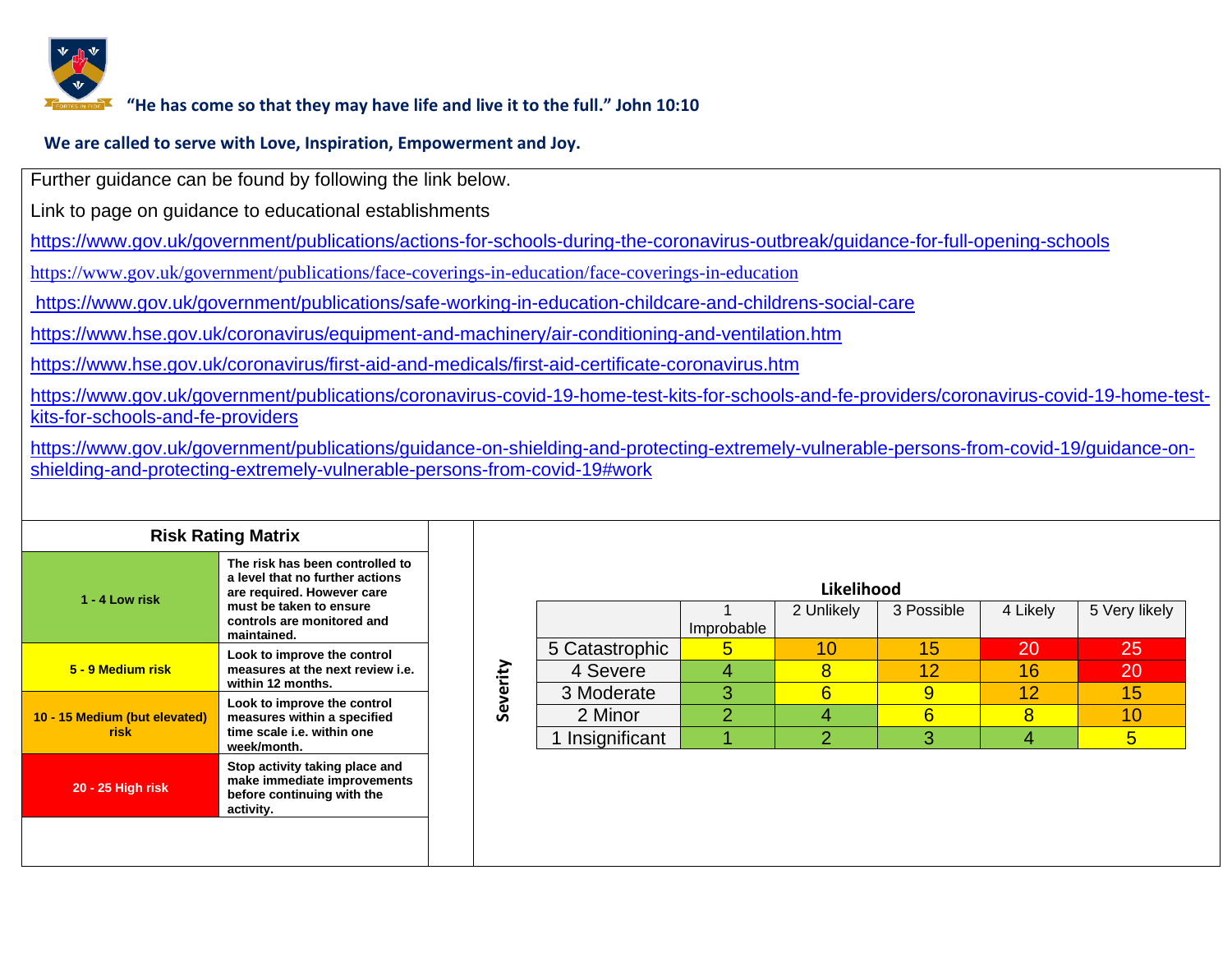**"He has come so that they may have life and live it to the full." John 10:10**

**We are called to serve with Love, Inspiration, Empowerment and Joy.**

Further guidance can be found by following the link below.

Link to page on guidance to educational establishments

https://www.gov.uk/government/publications/actions-for-schools-during-the-coronavirus-outbreak/guidance-for-full-opening-schools

https://www.gov.uk/government/publications/face-coverings-in-education/face-coverings-in-education

https://www.gov.uk/government/publications/safe-working-in-education-childcare-and-childrens-social-care

https://www.hse.gov.uk/coronavirus/equipment-and-machinery/air-conditioning-and-ventilation.htm

https://www.hse.gov.uk/coronavirus/first-aid-and-medicals/first-aid-certificate-coronavirus.htm

https://www.gov.uk/government/publications/coronavirus-covid-19-home-test-kits-for-schools-and-fe-providers/coronavirus-covid-19-home-test-kits-for-schools-and-fe-providers

https://www.gov.uk/government/publications/guidance-on-shielding-and-protecting-extremely-vulnerable-persons-from-covid-19/guidance-on-shielding-and-protecting-extremely-vulnerable-persons-from-covid-19#work

**Risk Rating Matrix**

| Rating | Action |
|---|---|
| **1 - 4 Low risk** | **The risk has been controlled to a level that no further actions are required. However care must be taken to ensure controls are monitored and maintained.** |
| **5 - 9 Medium risk** | **Look to improve the control measures at the next review i.e. within 12 months.** |
| **10 - 15 Medium (but elevated) risk** | **Look to improve the control measures within a specified time scale i.e. within one week/month.** |
| **20 - 25 High risk** | **Stop activity taking place and make immediate improvements before continuing with the activity.** |

**Likelihood**

| Severity | 1 Improbable | 2 Unlikely | 3 Possible | 4 Likely | 5 Very likely |
|---|---|---|---|---|---|
| 5 Catastrophic | 5 | 10 | 15 | 20 | 25 |
| 4 Severe | 4 | 8 | 12 | 16 | 20 |
| 3 Moderate | 3 | 6 | 9 | 12 | 15 |
| 2 Minor | 2 | 4 | 6 | 8 | 10 |
| 1 Insignificant | 1 | 2 | 3 | 4 | 5 |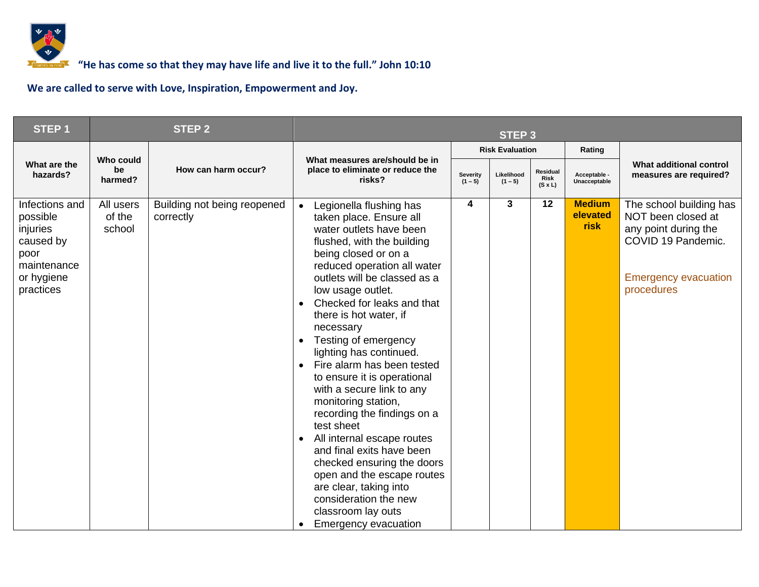**"He has come so that they may have life and live it to the full." John 10:10**

**We are called to serve with Love, Inspiration, Empowerment and Joy.**

| STEP 1 | STEP 2 | | STEP 3 | | | | | |
|---|---|---|---|---|---|---|---|---|
| | | | | Risk Evaluation | | | Rating | |
| What are the hazards? | Who could be harmed? | How can harm occur? | What measures are/should be in place to eliminate or reduce the risks? | Severity (1 – 5) | Likelihood (1 – 5) | Residual Risk (S x L) | Acceptable - Unacceptable | What additional control measures are required? |
| Infections and possible injuries caused by poor maintenance or hygiene practices | All users of the school | Building not being reopened correctly | • Legionella flushing has taken place. Ensure all water outlets have been flushed, with the building being closed or on a reduced operation all water outlets will be classed as a low usage outlet.<br>• Checked for leaks and that there is hot water, if necessary<br>• Testing of emergency lighting has continued.<br>• Fire alarm has been tested to ensure it is operational with a secure link to any monitoring station, recording the findings on a test sheet<br>• All internal escape routes and final exits have been checked ensuring the doors open and the escape routes are clear, taking into consideration the new classroom lay outs<br>• Emergency evacuation | 4 | 3 | 12 | **Medium elevated risk** | The school building has NOT been closed at any point during the COVID 19 Pandemic.<br><br>Emergency evacuation procedures |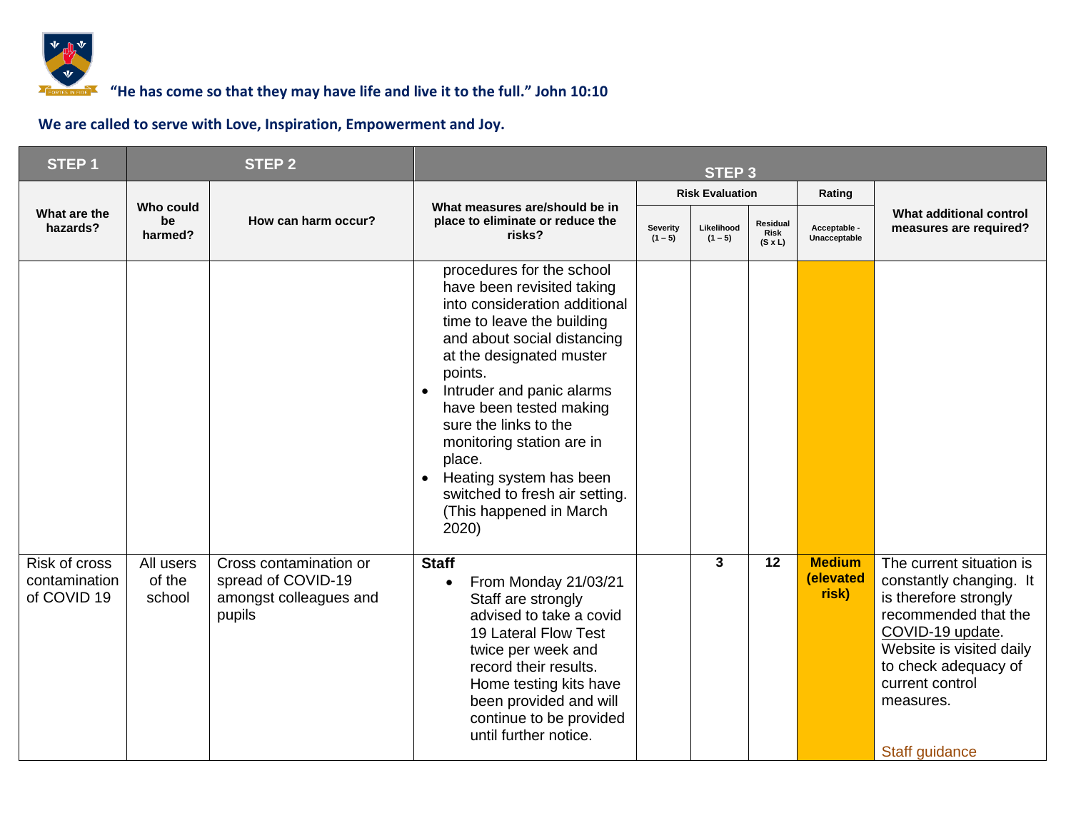"He has come so that they may have life and live it to the full." John 10:10

**We are called to serve with Love, Inspiration, Empowerment and Joy.**

| STEP 1 | STEP 2 | | STEP 3 | | | | | |
|---|---|---|---|---|---|---|---|---|
| What are the hazards? | Who could be harmed? | How can harm occur? | What measures are/should be in place to eliminate or reduce the risks? | Risk Evaluation | | | Rating | What additional control measures are required? |
| | | | | Severity (1 – 5) | Likelihood (1 – 5) | Residual Risk (S x L) | Acceptable - Unacceptable | |
| | | | procedures for the school have been revisited taking into consideration additional time to leave the building and about social distancing at the designated muster points.<br>• Intruder and panic alarms have been tested making sure the links to the monitoring station are in place.<br>• Heating system has been switched to fresh air setting. (This happened in March 2020) | | | | | |
| Risk of cross contamination of COVID 19 | All users of the school | Cross contamination or spread of COVID-19 amongst colleagues and pupils | **Staff**<br>• From Monday 21/03/21 Staff are strongly advised to take a covid 19 Lateral Flow Test twice per week and record their results. Home testing kits have been provided and will continue to be provided until further notice. | | 3 | 12 | **Medium (elevated risk)** | The current situation is constantly changing. It is therefore strongly recommended that the COVID-19 update. Website is visited daily to check adequacy of current control measures.<br><br>Staff guidance |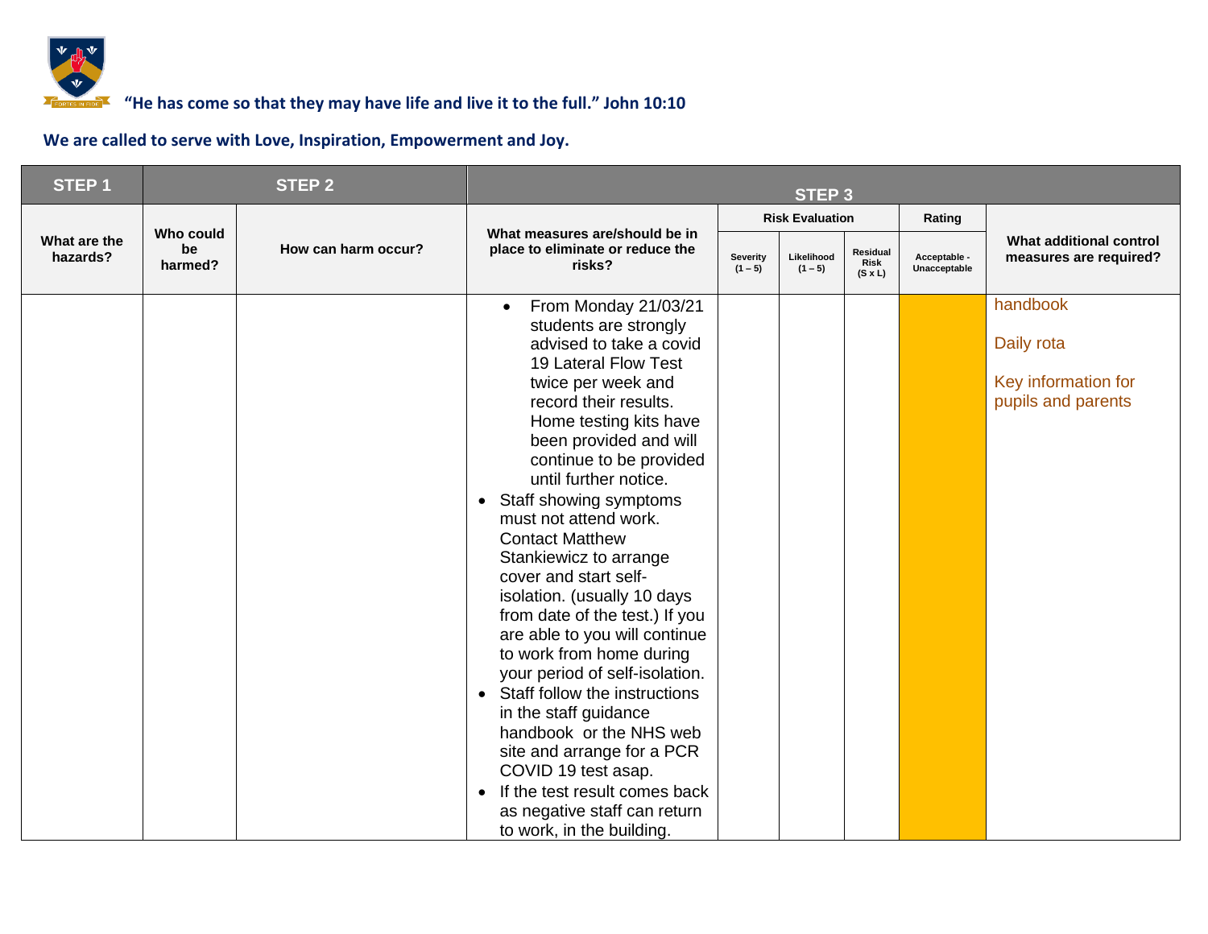**"He has come so that they may have life and live it to the full." John 10:10**

**We are called to serve with Love, Inspiration, Empowerment and Joy.**

| STEP 1 | STEP 2 | | STEP 3 | | | | | |
|---|---|---|---|---|---|---|---|---|
| What are the hazards? | Who could be harmed? | How can harm occur? | What measures are/should be in place to eliminate or reduce the risks? | Risk Evaluation | | | Rating | What additional control measures are required? |
| | | | | Severity (1 – 5) | Likelihood (1 – 5) | Residual Risk (S x L) | Acceptable - Unacceptable | |
| | | | <ul><li>From Monday 21/03/21 students are strongly advised to take a covid 19 Lateral Flow Test twice per week and record their results. Home testing kits have been provided and will continue to be provided until further notice.</li><li>Staff showing symptoms must not attend work. Contact Matthew Stankiewicz to arrange cover and start self-isolation. (usually 10 days from date of the test.) If you are able to you will continue to work from home during your period of self-isolation.</li><li>Staff follow the instructions in the staff guidance handbook or the NHS web site and arrange for a PCR COVID 19 test asap.</li><li>If the test result comes back as negative staff can return to work, in the building.</li></ul> | | | | | handbook<br><br>Daily rota<br><br>Key information for pupils and parents |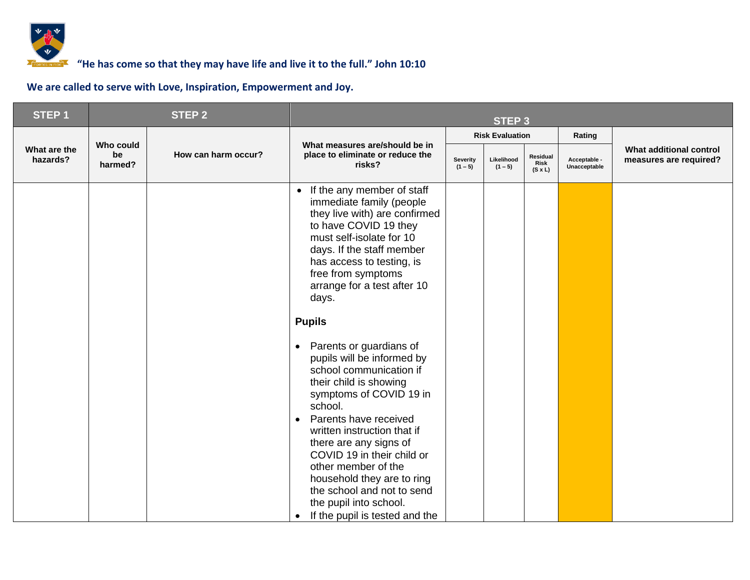"He has come so that they may have life and live it to the full." John 10:10

We are called to serve with Love, Inspiration, Empowerment and Joy.

| STEP 1 | STEP 2 | | STEP 3 | | | | | |
|---|---|---|---|---|---|---|---|---|
| What are the hazards? | Who could be harmed? | How can harm occur? | What measures are/should be in place to eliminate or reduce the risks? | Risk Evaluation | | | Rating | What additional control measures are required? |
| | | | | Severity (1 – 5) | Likelihood (1 – 5) | Residual Risk (S x L) | Acceptable - Unacceptable | |
| | | | • If the any member of staff immediate family (people they live with) are confirmed to have COVID 19 they must self-isolate for 10 days. If the staff member has access to testing, is free from symptoms arrange for a test after 10 days.<br><br>**Pupils**<br><br>• Parents or guardians of pupils will be informed by school communication if their child is showing symptoms of COVID 19 in school.<br>• Parents have received written instruction that if there are any signs of COVID 19 in their child or other member of the household they are to ring the school and not to send the pupil into school.<br>• If the pupil is tested and the | | | | | |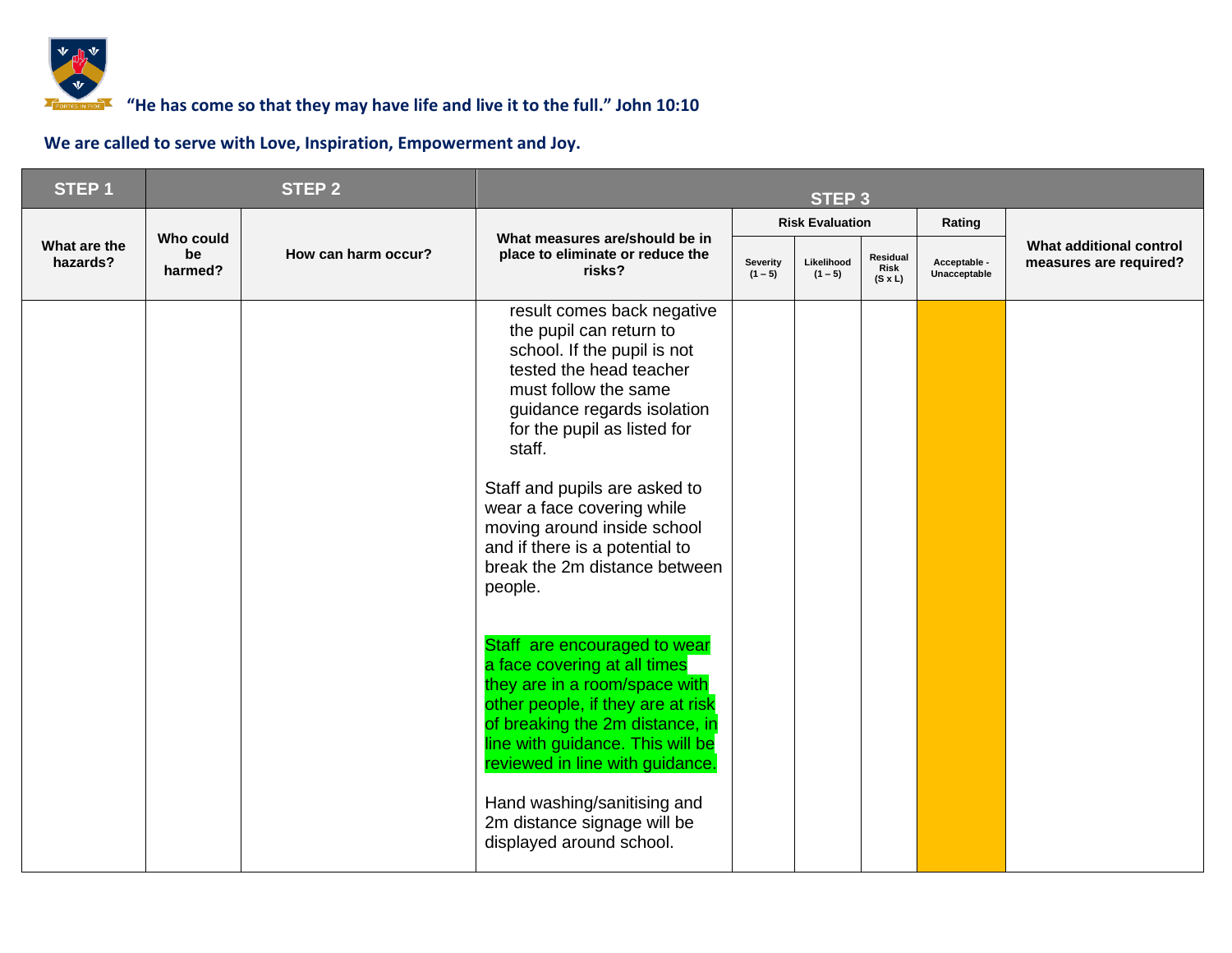**"He has come so that they may have life and live it to the full." John 10:10**

**We are called to serve with Love, Inspiration, Empowerment and Joy.**

| STEP 1 | STEP 2 | | STEP 3 | | | | | |
|---|---|---|---|---|---|---|---|---|
| | | | | Risk Evaluation | | | Rating | |
| What are the hazards? | Who could be harmed? | How can harm occur? | What measures are/should be in place to eliminate or reduce the risks? | Severity (1 – 5) | Likelihood (1 – 5) | Residual Risk (S x L) | Acceptable - Unacceptable | What additional control measures are required? |
| | | | result comes back negative the pupil can return to school. If the pupil is not tested the head teacher must follow the same guidance regards isolation for the pupil as listed for staff.<br><br>Staff and pupils are asked to wear a face covering while moving around inside school and if there is a potential to break the 2m distance between people.<br><br>Staff are encouraged to wear a face covering at all times they are in a room/space with other people, if they are at risk of breaking the 2m distance, in line with guidance. This will be reviewed in line with guidance.<br><br>Hand washing/sanitising and 2m distance signage will be displayed around school. | | | | | |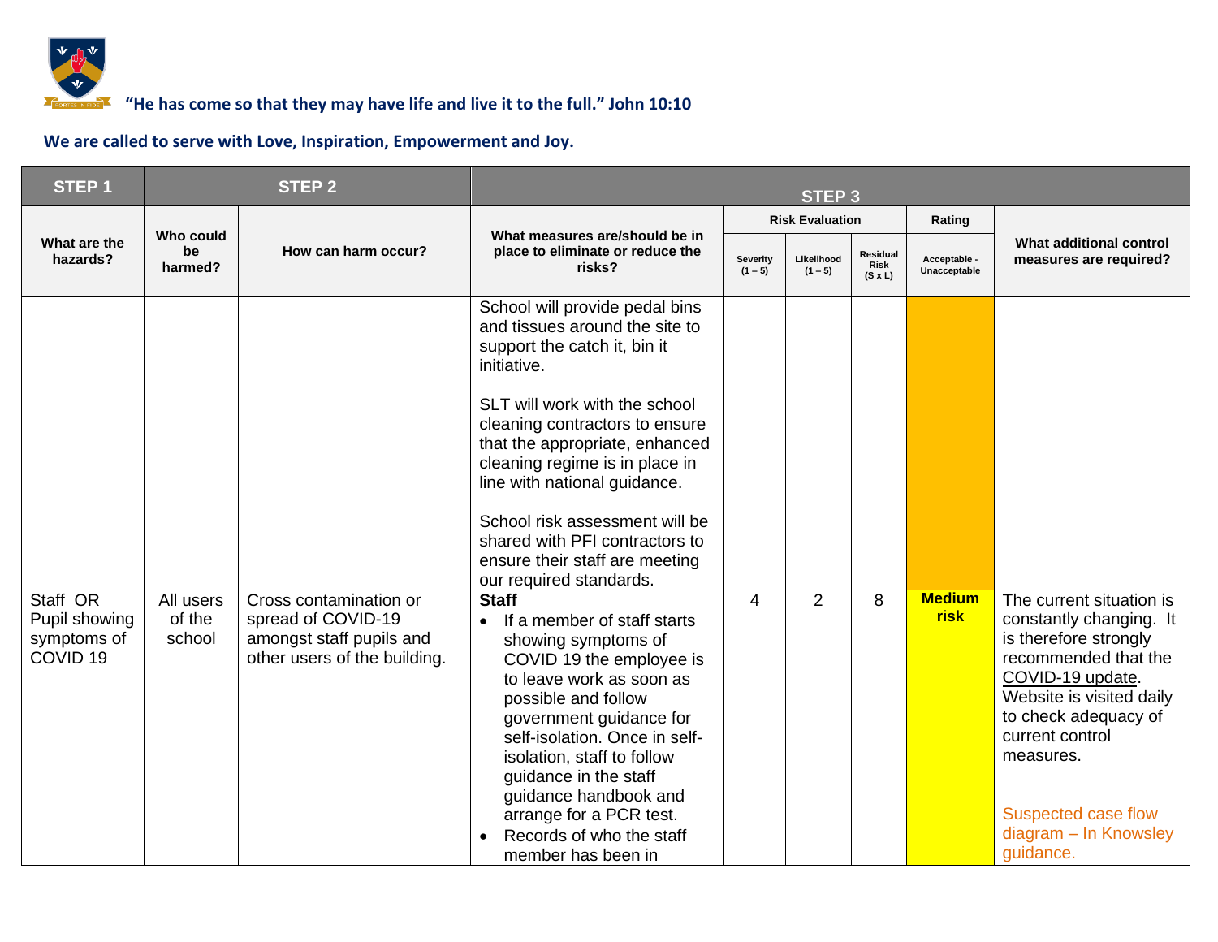**"He has come so that they may have life and live it to the full." John 10:10**

**We are called to serve with Love, Inspiration, Empowerment and Joy.**

| STEP 1 | STEP 2 | | STEP 3 | | | | | |
|---|---|---|---|---|---|---|---|---|
| What are the hazards? | Who could be harmed? | How can harm occur? | What measures are/should be in place to eliminate or reduce the risks? | Risk Evaluation | | | Rating | What additional control measures are required? |
| | | | | Severity (1 – 5) | Likelihood (1 – 5) | Residual Risk (S x L) | Acceptable - Unacceptable | |
| | | | School will provide pedal bins and tissues around the site to support the catch it, bin it initiative.<br><br>SLT will work with the school cleaning contractors to ensure that the appropriate, enhanced cleaning regime is in place in line with national guidance.<br><br>School risk assessment will be shared with PFI contractors to ensure their staff are meeting our required standards. | | | | | |
| Staff OR Pupil showing symptoms of COVID 19 | All users of the school | Cross contamination or spread of COVID-19 amongst staff pupils and other users of the building. | **Staff**<br>• If a member of staff starts showing symptoms of COVID 19 the employee is to leave work as soon as possible and follow government guidance for self-isolation. Once in self-isolation, staff to follow guidance in the staff guidance handbook and arrange for a PCR test.<br>• Records of who the staff member has been in | 4 | 2 | 8 | **Medium risk** | The current situation is constantly changing. It is therefore strongly recommended that the COVID-19 update. Website is visited daily to check adequacy of current control measures.<br><br>Suspected case flow diagram – In Knowsley guidance. |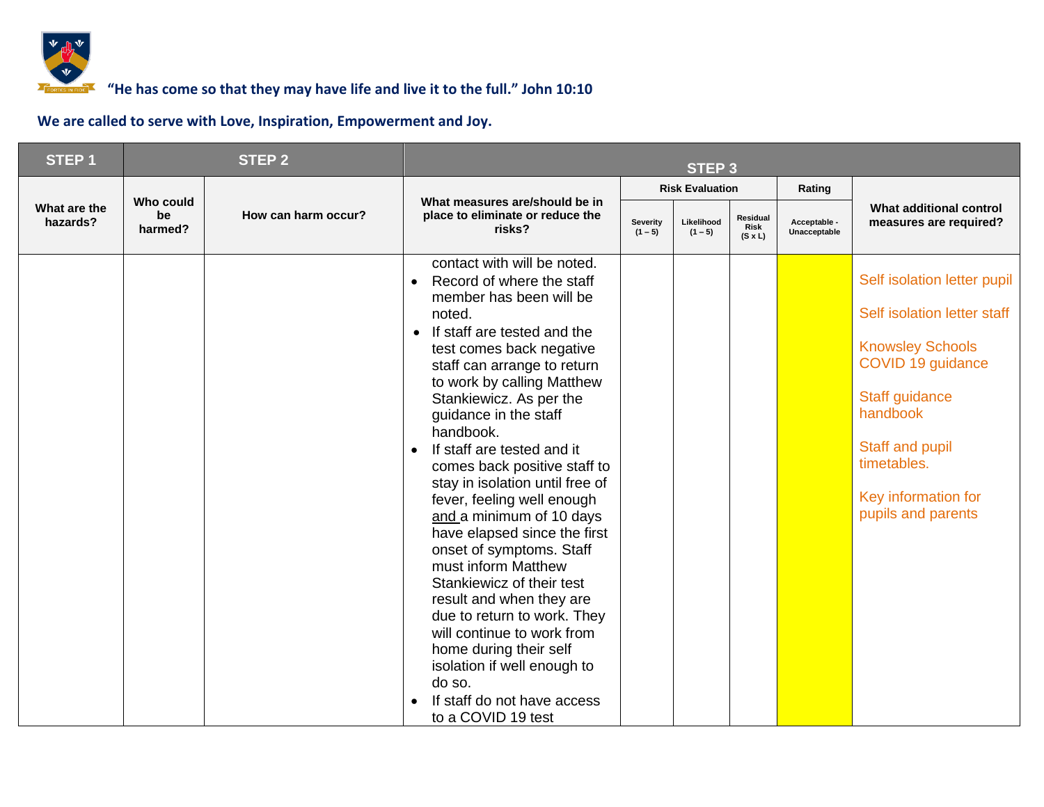"He has come so that they may have life and live it to the full." John 10:10

We are called to serve with Love, Inspiration, Empowerment and Joy.

| STEP 1 | STEP 2 | | STEP 3 | | | | | |
|---|---|---|---|---|---|---|---|---|
| What are the hazards? | Who could be harmed? | How can harm occur? | What measures are/should be in place to eliminate or reduce the risks? | Risk Evaluation | | | Rating | What additional control measures are required? |
| | | | | Severity (1 – 5) | Likelihood (1 – 5) | Residual Risk (S x L) | Acceptable - Unacceptable | |
| | | | contact with will be noted.<br>• Record of where the staff member has been will be noted.<br>• If staff are tested and the test comes back negative staff can arrange to return to work by calling Matthew Stankiewicz. As per the guidance in the staff handbook.<br>• If staff are tested and it comes back positive staff to stay in isolation until free of fever, feeling well enough and a minimum of 10 days have elapsed since the first onset of symptoms. Staff must inform Matthew Stankiewicz of their test result and when they are due to return to work. They will continue to work from home during their self isolation if well enough to do so.<br>• If staff do not have access to a COVID 19 test | | | | | Self isolation letter pupil<br><br>Self isolation letter staff<br><br>Knowsley Schools COVID 19 guidance<br><br>Staff guidance handbook<br><br>Staff and pupil timetables.<br><br>Key information for pupils and parents |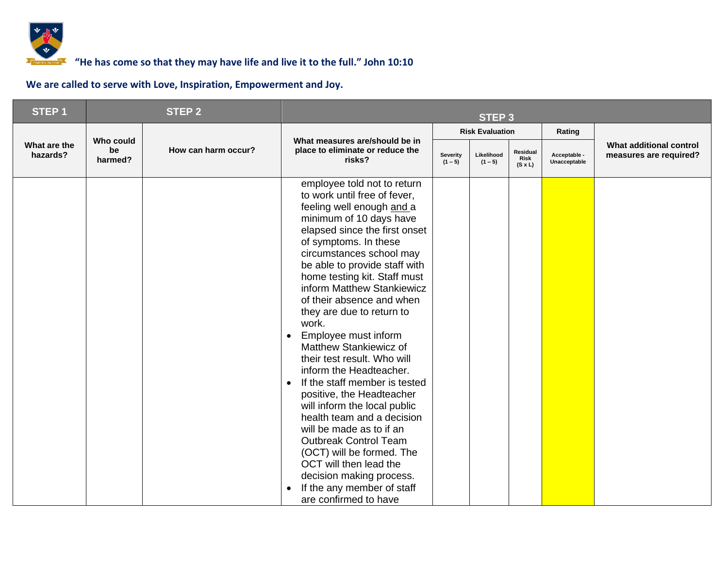"He has come so that they may have life and live it to the full." John 10:10

**We are called to serve with Love, Inspiration, Empowerment and Joy.**

| STEP 1 | STEP 2 | | STEP 3 | | | | | |
|---|---|---|---|---|---|---|---|---|
| | | | | Risk Evaluation | | | Rating | |
| What are the hazards? | Who could be harmed? | How can harm occur? | What measures are/should be in place to eliminate or reduce the risks? | Severity (1 – 5) | Likelihood (1 – 5) | Residual Risk (S x L) | Acceptable - Unacceptable | What additional control measures are required? |
| | | | employee told not to return to work until free of fever, feeling well enough and a minimum of 10 days have elapsed since the first onset of symptoms. In these circumstances school may be able to provide staff with home testing kit. Staff must inform Matthew Stankiewicz of their absence and when they are due to return to work.<br>• Employee must inform Matthew Stankiewicz of their test result. Who will inform the Headteacher.<br>• If the staff member is tested positive, the Headteacher will inform the local public health team and a decision will be made as to if an Outbreak Control Team (OCT) will be formed. The OCT will then lead the decision making process.<br>• If the any member of staff are confirmed to have | | | | | |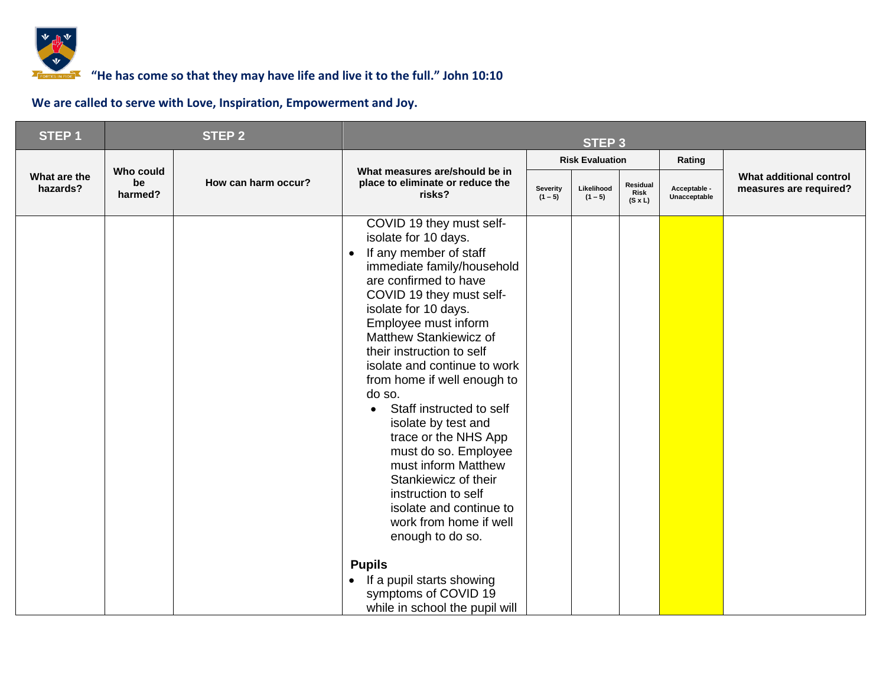"He has come so that they may have life and live it to the full." John 10:10

We are called to serve with Love, Inspiration, Empowerment and Joy.

| STEP 1 | STEP 2 | | STEP 3 | | | | | |
|---|---|---|---|---|---|---|---|---|
| What are the hazards? | Who could be harmed? | How can harm occur? | What measures are/should be in place to eliminate or reduce the risks? | Risk Evaluation | | | Rating | What additional control measures are required? |
| | | | | Severity (1 – 5) | Likelihood (1 – 5) | Residual Risk (S x L) | Acceptable - Unacceptable | |
| | | | COVID 19 they must self-isolate for 10 days.<br>• If any member of staff immediate family/household are confirmed to have COVID 19 they must self-isolate for 10 days. Employee must inform Matthew Stankiewicz of their instruction to self isolate and continue to work from home if well enough to do so.<br>  • Staff instructed to self isolate by test and trace or the NHS App must do so. Employee must inform Matthew Stankiewicz of their instruction to self isolate and continue to work from home if well enough to do so.<br><br>**Pupils**<br>• If a pupil starts showing symptoms of COVID 19 while in school the pupil will | | | | | |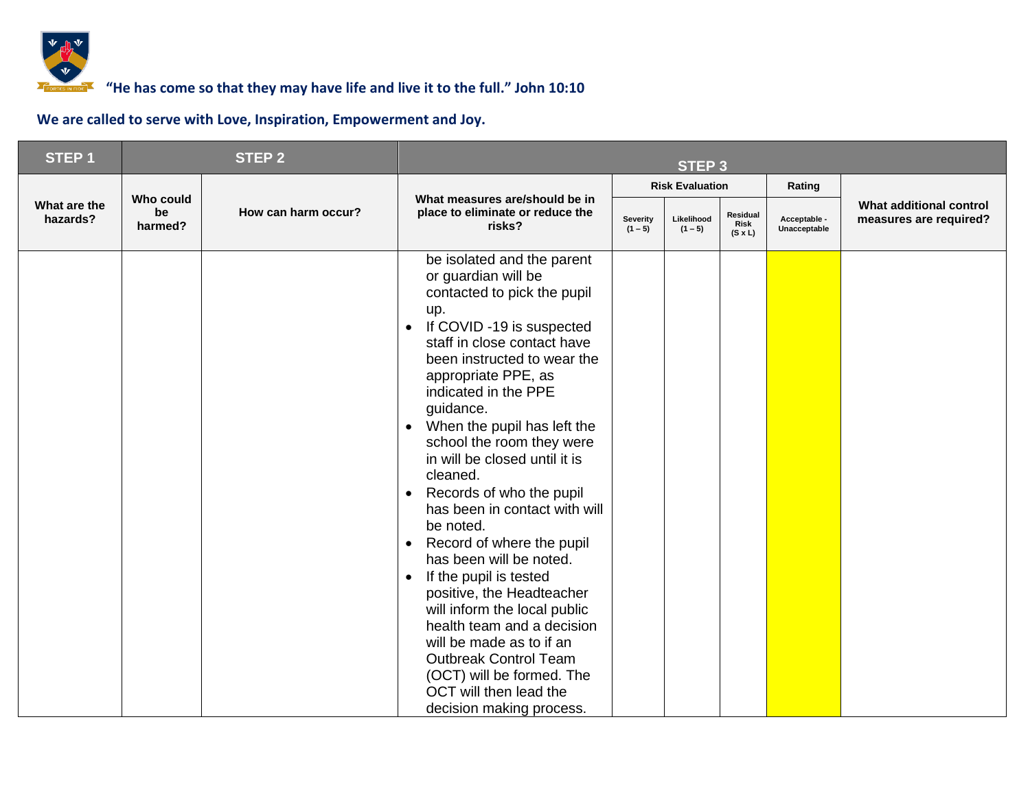“He has come so that they may have life and live it to the full.” John 10:10

**We are called to serve with Love, Inspiration, Empowerment and Joy.**

| STEP 1 | STEP 2 | | STEP 3 | | | | | |
|---|---|---|---|---|---|---|---|---|
| What are the hazards? | Who could be harmed? | How can harm occur? | What measures are/should be in place to eliminate or reduce the risks? | Risk Evaluation | | | Rating | What additional control measures are required? |
| | | | | Severity (1 – 5) | Likelihood (1 – 5) | Residual Risk (S x L) | Acceptable - Unacceptable | |
| | | | be isolated and the parent or guardian will be contacted to pick the pupil up.<br>• If COVID -19 is suspected staff in close contact have been instructed to wear the appropriate PPE, as indicated in the PPE guidance.<br>• When the pupil has left the school the room they were in will be closed until it is cleaned.<br>• Records of who the pupil has been in contact with will be noted.<br>• Record of where the pupil has been will be noted.<br>• If the pupil is tested positive, the Headteacher will inform the local public health team and a decision will be made as to if an Outbreak Control Team (OCT) will be formed. The OCT will then lead the decision making process. | | | | | |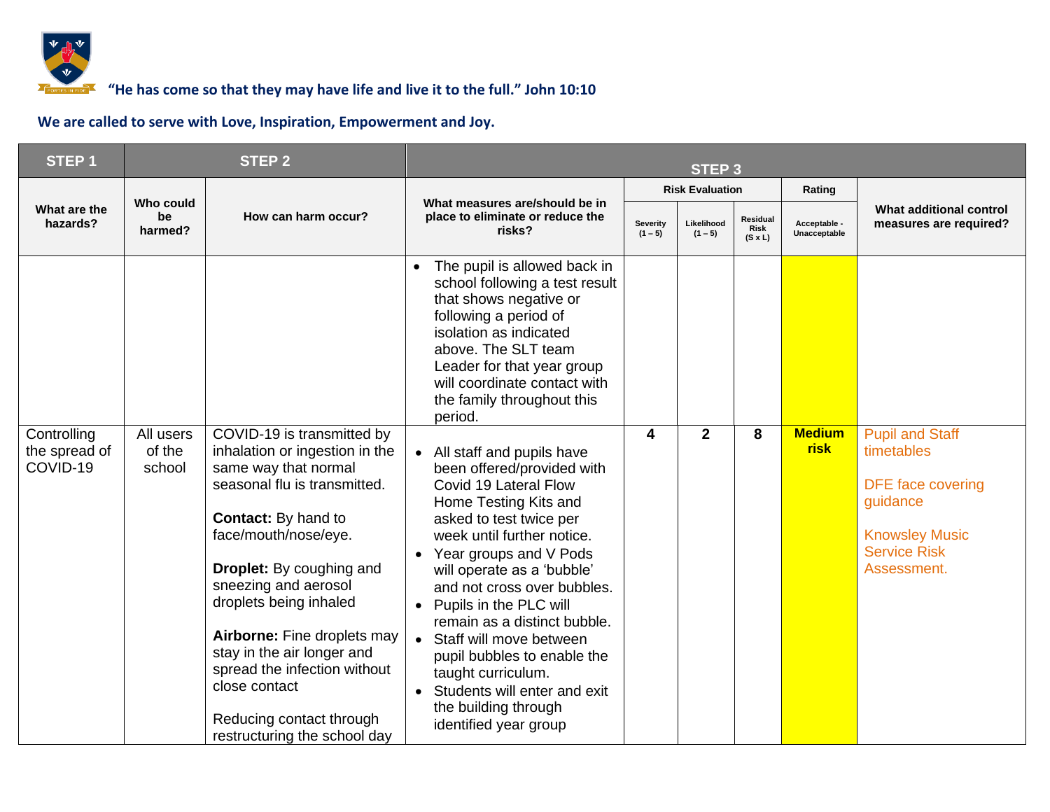**"He has come so that they may have life and live it to the full." John 10:10**

**We are called to serve with Love, Inspiration, Empowerment and Joy.**

| STEP 1 | STEP 2 | | STEP 3 | | | | | |
|---|---|---|---|---|---|---|---|---|
| | | | | Risk Evaluation | | | Rating | |
| What are the hazards? | Who could be harmed? | How can harm occur? | What measures are/should be in place to eliminate or reduce the risks? | Severity (1 – 5) | Likelihood (1 – 5) | Residual Risk (S x L) | Acceptable - Unacceptable | What additional control measures are required? |
| | | | • The pupil is allowed back in school following a test result that shows negative or following a period of isolation as indicated above. The SLT team Leader for that year group will coordinate contact with the family throughout this period. | | | | | |
| Controlling the spread of COVID-19 | All users of the school | COVID-19 is transmitted by inhalation or ingestion in the same way that normal seasonal flu is transmitted.<br><br>**Contact:** By hand to face/mouth/nose/eye.<br><br>**Droplet:** By coughing and sneezing and aerosol droplets being inhaled<br><br>**Airborne:** Fine droplets may stay in the air longer and spread the infection without close contact<br><br>Reducing contact through restructuring the school day | • All staff and pupils have been offered/provided with Covid 19 Lateral Flow Home Testing Kits and asked to test twice per week until further notice.<br>• Year groups and V Pods will operate as a 'bubble' and not cross over bubbles.<br>• Pupils in the PLC will remain as a distinct bubble.<br>• Staff will move between pupil bubbles to enable the taught curriculum.<br>• Students will enter and exit the building through identified year group | 4 | 2 | 8 | **Medium risk** | Pupil and Staff timetables<br><br>DFE face covering guidance<br><br>Knowsley Music Service Risk Assessment. |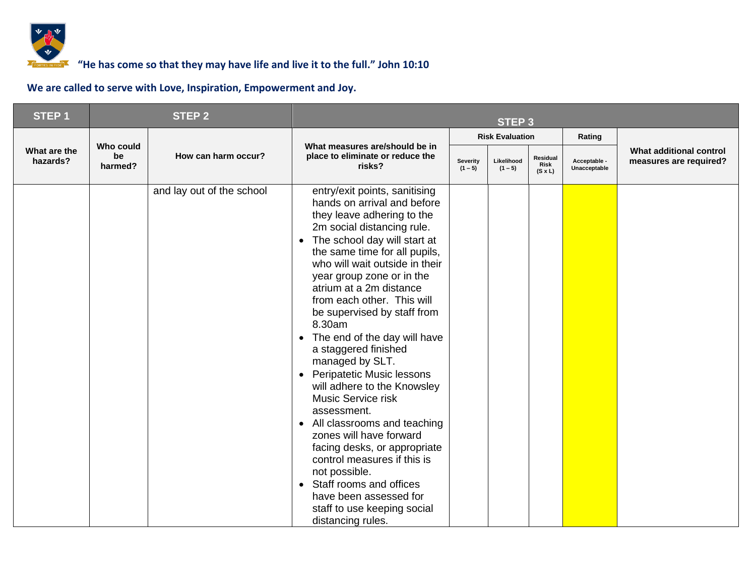"He has come so that they may have life and live it to the full." John 10:10

**We are called to serve with Love, Inspiration, Empowerment and Joy.**

| STEP 1 | STEP 2 | | STEP 3 | | | | | |
|---|---|---|---|---|---|---|---|---|
| | | | | Risk Evaluation | | | Rating | |
| What are the hazards? | Who could be harmed? | How can harm occur? | What measures are/should be in place to eliminate or reduce the risks? | Severity (1 – 5) | Likelihood (1 – 5) | Residual Risk (S x L) | Acceptable - Unacceptable | What additional control measures are required? |
| | | and lay out of the school | entry/exit points, sanitising hands on arrival and before they leave adhering to the 2m social distancing rule.<br>• The school day will start at the same time for all pupils, who will wait outside in their year group zone or in the atrium at a 2m distance from each other. This will be supervised by staff from 8.30am<br>• The end of the day will have a staggered finished managed by SLT.<br>• Peripatetic Music lessons will adhere to the Knowsley Music Service risk assessment.<br>• All classrooms and teaching zones will have forward facing desks, or appropriate control measures if this is not possible.<br>• Staff rooms and offices have been assessed for staff to use keeping social distancing rules. | | | | | |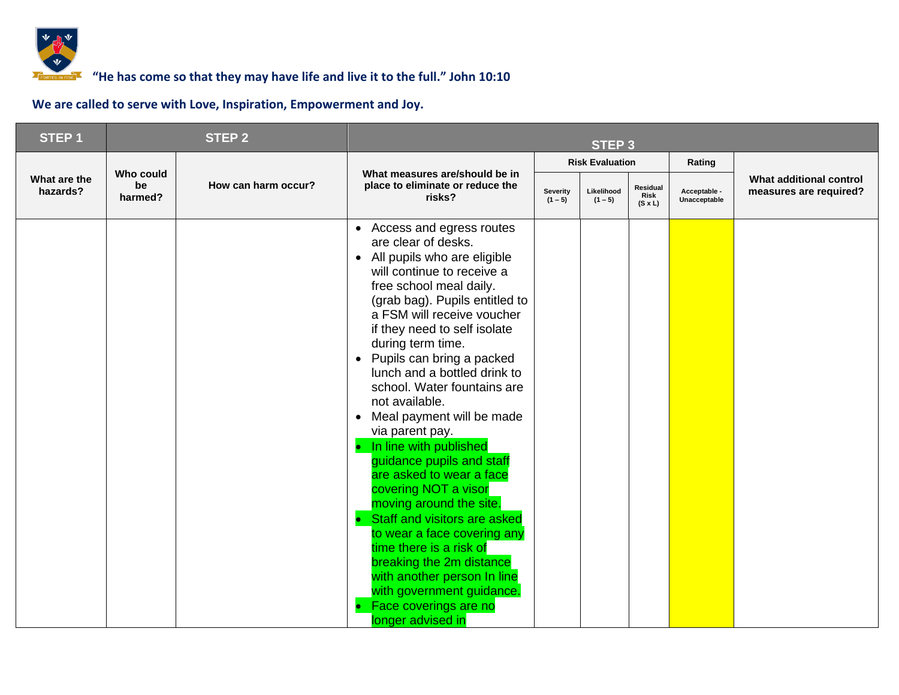"He has come so that they may have life and live it to the full." John 10:10

**We are called to serve with Love, Inspiration, Empowerment and Joy.**

| STEP 1 | STEP 2 | | STEP 3 | | | | | |
|---|---|---|---|---|---|---|---|---|
| What are the hazards? | Who could be harmed? | How can harm occur? | What measures are/should be in place to eliminate or reduce the risks? | Risk Evaluation | | | Rating | What additional control measures are required? |
| | | | | Severity (1 – 5) | Likelihood (1 – 5) | Residual Risk (S x L) | Acceptable - Unacceptable | |
| | | | • Access and egress routes are clear of desks.<br>• All pupils who are eligible will continue to receive a free school meal daily. (grab bag). Pupils entitled to a FSM will receive voucher if they need to self isolate during term time.<br>• Pupils can bring a packed lunch and a bottled drink to school. Water fountains are not available.<br>• Meal payment will be made via parent pay.<br>• In line with published guidance pupils and staff are asked to wear a face covering NOT a visor moving around the site.<br>• Staff and visitors are asked to wear a face covering any time there is a risk of breaking the 2m distance with another person In line with government guidance.<br>• Face coverings are no longer advised in | | | | | |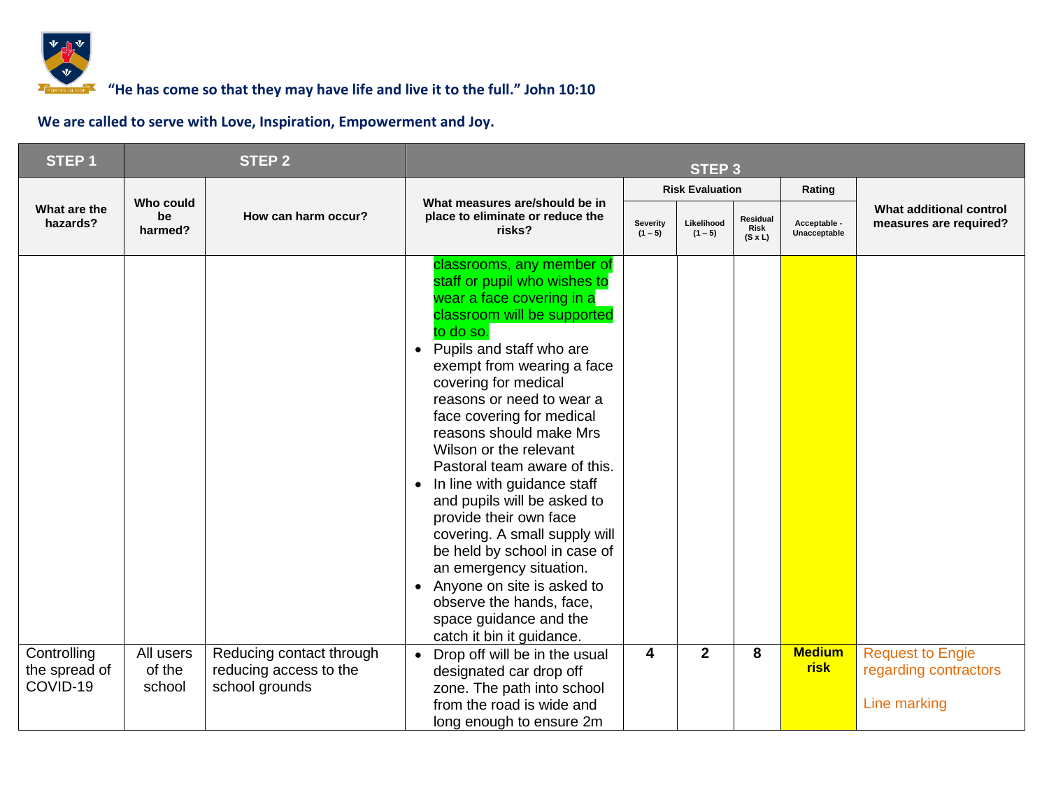"He has come so that they may have life and live it to the full." John 10:10

**We are called to serve with Love, Inspiration, Empowerment and Joy.**

| STEP 1 | STEP 2 | | STEP 3 | | | | | |
|---|---|---|---|---|---|---|---|---|
| What are the hazards? | Who could be harmed? | How can harm occur? | What measures are/should be in place to eliminate or reduce the risks? | Risk Evaluation: Severity (1 – 5) | Risk Evaluation: Likelihood (1 – 5) | Risk Evaluation: Residual Risk (S x L) | Rating: Acceptable - Unacceptable | What additional control measures are required? |
| | | | classrooms, any member of staff or pupil who wishes to wear a face covering in a classroom will be supported to do so.<br>• Pupils and staff who are exempt from wearing a face covering for medical reasons or need to wear a face covering for medical reasons should make Mrs Wilson or the relevant Pastoral team aware of this.<br>• In line with guidance staff and pupils will be asked to provide their own face covering. A small supply will be held by school in case of an emergency situation.<br>• Anyone on site is asked to observe the hands, face, space guidance and the catch it bin it guidance. | | | | | |
| Controlling the spread of COVID-19 | All users of the school | Reducing contact through reducing access to the school grounds | • Drop off will be in the usual designated car drop off zone. The path into school from the road is wide and long enough to ensure 2m | 4 | 2 | 8 | **Medium risk** | Request to Engie regarding contractors<br><br>Line marking |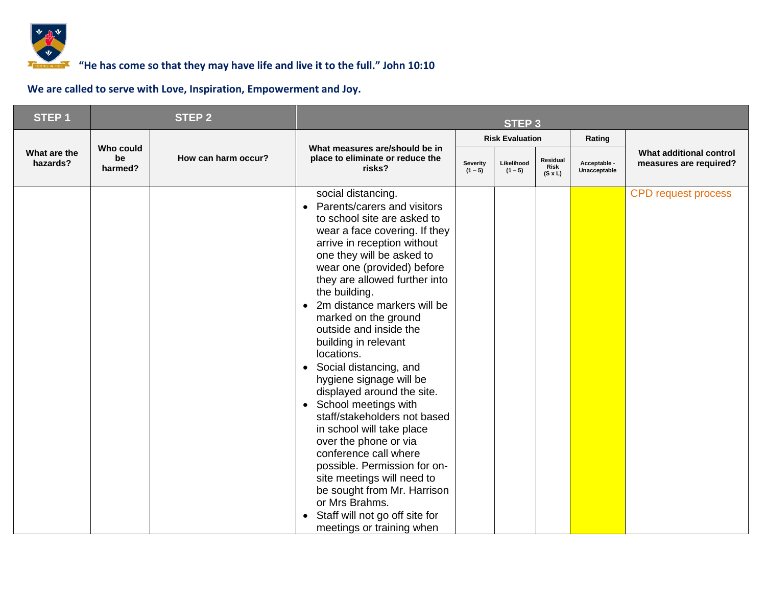**"He has come so that they may have life and live it to the full." John 10:10**

**We are called to serve with Love, Inspiration, Empowerment and Joy.**

| STEP 1 | STEP 2 | | STEP 3 | | | | | |
|---|---|---|---|---|---|---|---|---|
| | | | | Risk Evaluation | | | Rating | |
| What are the hazards? | Who could be harmed? | How can harm occur? | What measures are/should be in place to eliminate or reduce the risks? | Severity (1 – 5) | Likelihood (1 – 5) | Residual Risk (S x L) | Acceptable - Unacceptable | What additional control measures are required? |
| | | | social distancing.<br>• Parents/carers and visitors to school site are asked to wear a face covering. If they arrive in reception without one they will be asked to wear one (provided) before they are allowed further into the building.<br>• 2m distance markers will be marked on the ground outside and inside the building in relevant locations.<br>• Social distancing, and hygiene signage will be displayed around the site.<br>• School meetings with staff/stakeholders not based in school will take place over the phone or via conference call where possible. Permission for on-site meetings will need to be sought from Mr. Harrison or Mrs Brahms.<br>• Staff will not go off site for meetings or training when | | | | | CPD request process |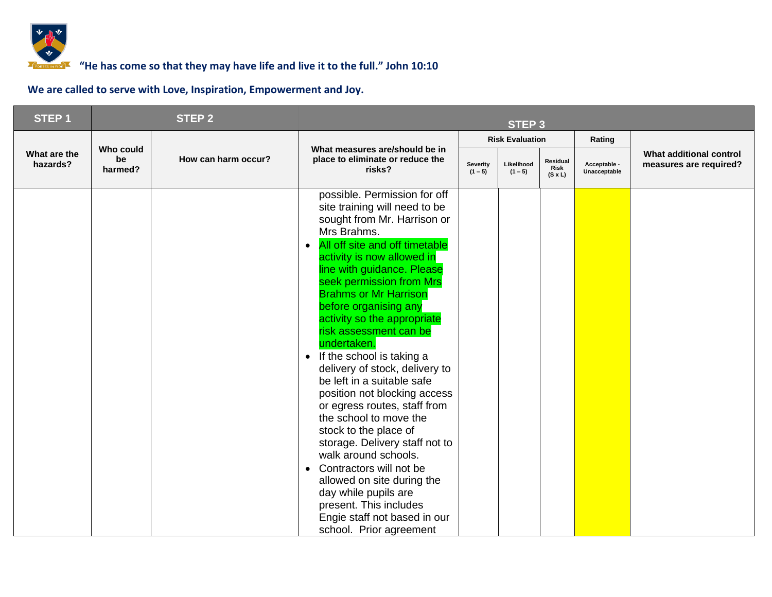"He has come so that they may have life and live it to the full." John 10:10

**We are called to serve with Love, Inspiration, Empowerment and Joy.**

| STEP 1 | STEP 2 | | STEP 3 | | | | | |
|---|---|---|---|---|---|---|---|---|
| What are the hazards? | Who could be harmed? | How can harm occur? | What measures are/should be in place to eliminate or reduce the risks? | Risk Evaluation | | | Rating | What additional control measures are required? |
| | | | | Severity (1 – 5) | Likelihood (1 – 5) | Residual Risk (S x L) | Acceptable - Unacceptable | |
| | | | possible. Permission for off site training will need to be sought from Mr. Harrison or Mrs Brahms.<br>• All off site and off timetable activity is now allowed in line with guidance. Please seek permission from Mrs Brahms or Mr Harrison before organising any activity so the appropriate risk assessment can be undertaken.<br>• If the school is taking a delivery of stock, delivery to be left in a suitable safe position not blocking access or egress routes, staff from the school to move the stock to the place of storage. Delivery staff not to walk around schools.<br>• Contractors will not be allowed on site during the day while pupils are present. This includes Engie staff not based in our school. Prior agreement | | | | | |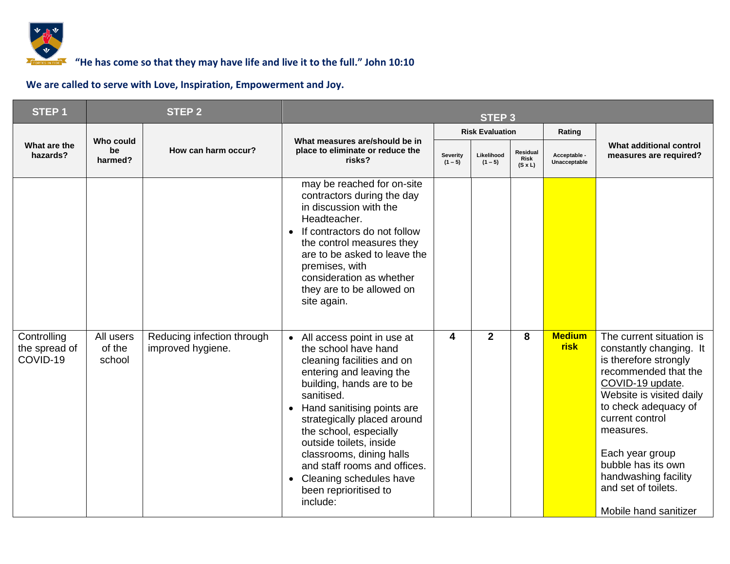"He has come so that they may have life and live it to the full." John 10:10

We are called to serve with Love, Inspiration, Empowerment and Joy.

| STEP 1 | STEP 2 | | STEP 3 | | | | | |
|---|---|---|---|---|---|---|---|---|
| What are the hazards? | Who could be harmed? | How can harm occur? | What measures are/should be in place to eliminate or reduce the risks? | Risk Evaluation | | | Rating | What additional control measures are required? |
| | | | | Severity (1 – 5) | Likelihood (1 – 5) | Residual Risk (S x L) | Acceptable - Unacceptable | |
| | | | may be reached for on-site contractors during the day in discussion with the Headteacher.<br>• If contractors do not follow the control measures they are to be asked to leave the premises, with consideration as whether they are to be allowed on site again. | | | | | |
| Controlling the spread of COVID-19 | All users of the school | Reducing infection through improved hygiene. | • All access point in use at the school have hand cleaning facilities and on entering and leaving the building, hands are to be sanitised.<br>• Hand sanitising points are strategically placed around the school, especially outside toilets, inside classrooms, dining halls and staff rooms and offices.<br>• Cleaning schedules have been reprioritised to include: | 4 | 2 | 8 | Medium risk | The current situation is constantly changing. It is therefore strongly recommended that the COVID-19 update. Website is visited daily to check adequacy of current control measures.<br><br>Each year group bubble has its own handwashing facility and set of toilets.<br><br>Mobile hand sanitizer |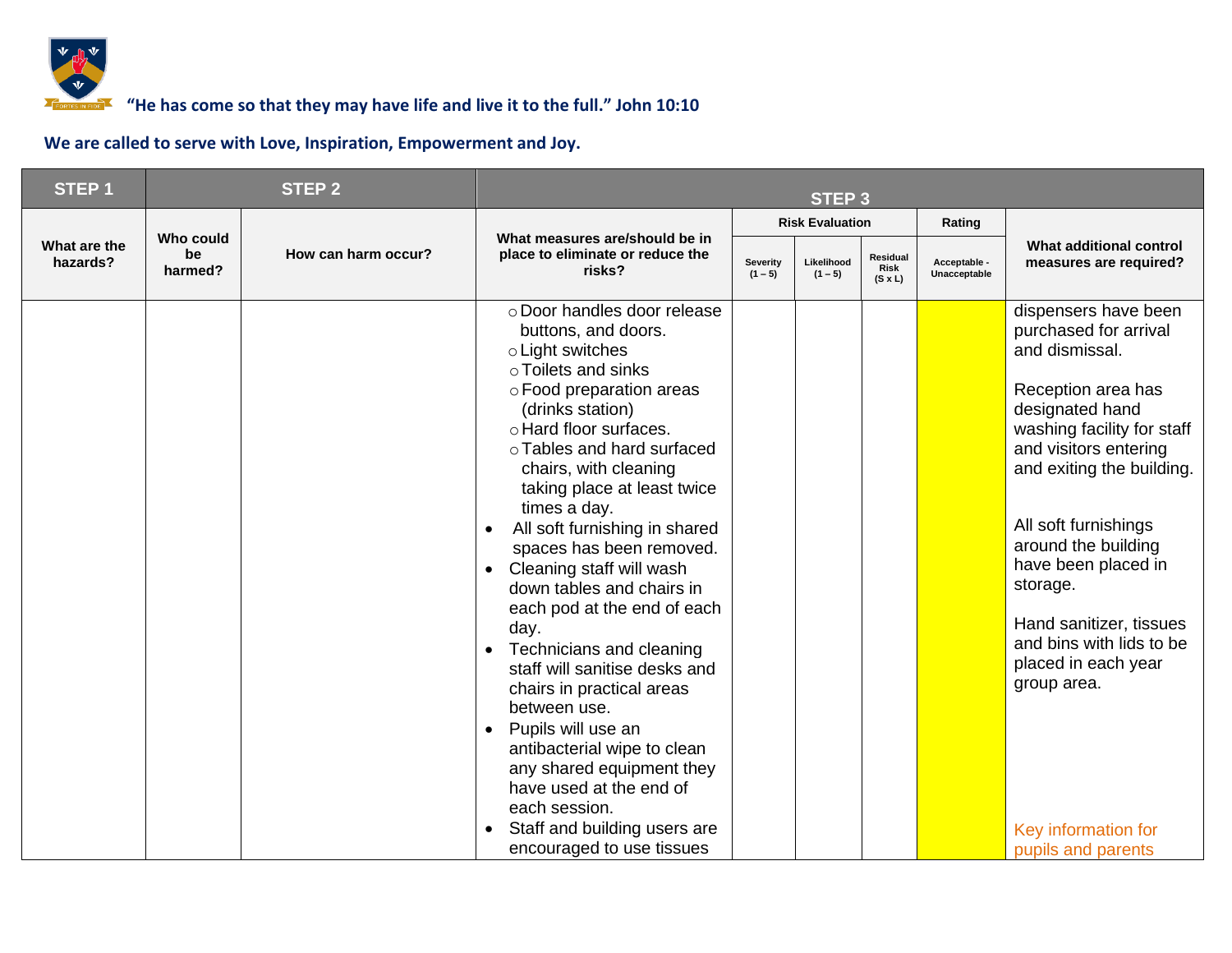"He has come so that they may have life and live it to the full." John 10:10

**We are called to serve with Love, Inspiration, Empowerment and Joy.**

| STEP 1 | STEP 2 | | STEP 3 | | | | | |
|---|---|---|---|---|---|---|---|---|
| What are the hazards? | Who could be harmed? | How can harm occur? | What measures are/should be in place to eliminate or reduce the risks? | Risk Evaluation | | | Rating | What additional control measures are required? |
| | | | | Severity (1 – 5) | Likelihood (1 – 5) | Residual Risk (S x L) | Acceptable - Unacceptable | |
| | | | ○ Door handles door release buttons, and doors.<br>○ Light switches<br>○ Toilets and sinks<br>○ Food preparation areas (drinks station)<br>○ Hard floor surfaces.<br>○ Tables and hard surfaced chairs, with cleaning taking place at least twice times a day.<br>• All soft furnishing in shared spaces has been removed.<br>• Cleaning staff will wash down tables and chairs in each pod at the end of each day.<br>• Technicians and cleaning staff will sanitise desks and chairs in practical areas between use.<br>• Pupils will use an antibacterial wipe to clean any shared equipment they have used at the end of each session.<br>• Staff and building users are encouraged to use tissues | | | | | dispensers have been purchased for arrival and dismissal.<br><br>Reception area has designated hand washing facility for staff and visitors entering and exiting the building.<br><br>All soft furnishings around the building have been placed in storage.<br><br>Hand sanitizer, tissues and bins with lids to be placed in each year group area.<br><br>Key information for pupils and parents |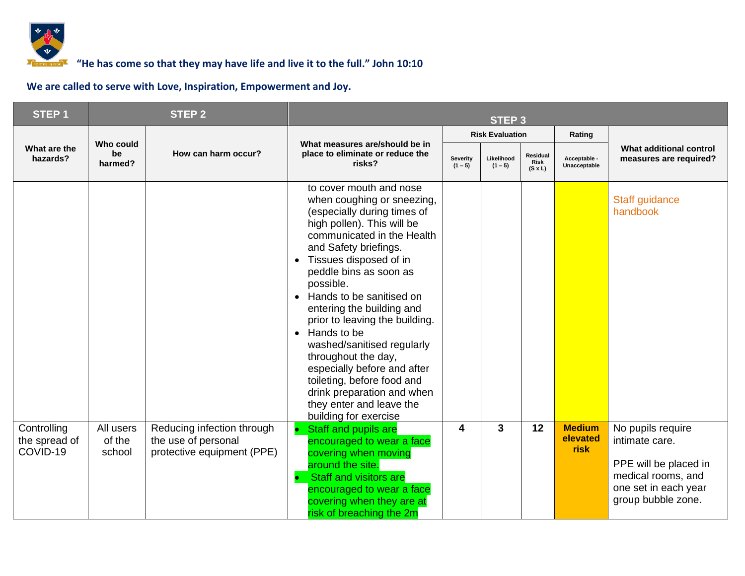"He has come so that they may have life and live it to the full." John 10:10

**We are called to serve with Love, Inspiration, Empowerment and Joy.**

| STEP 1 | STEP 2 | | STEP 3 | | | | | |
|---|---|---|---|---|---|---|---|---|
| | | | | Risk Evaluation | | | Rating | |
| What are the hazards? | Who could be harmed? | How can harm occur? | What measures are/should be in place to eliminate or reduce the risks? | Severity (1 – 5) | Likelihood (1 – 5) | Residual Risk (S x L) | Acceptable - Unacceptable | What additional control measures are required? |
| | | | to cover mouth and nose when coughing or sneezing, (especially during times of high pollen). This will be communicated in the Health and Safety briefings.<br>• Tissues disposed of in peddle bins as soon as possible.<br>• Hands to be sanitised on entering the building and prior to leaving the building.<br>• Hands to be washed/sanitised regularly throughout the day, especially before and after toileting, before food and drink preparation and when they enter and leave the building for exercise | | | | | Staff guidance handbook |
| Controlling the spread of COVID-19 | All users of the school | Reducing infection through the use of personal protective equipment (PPE) | • Staff and pupils are encouraged to wear a face covering when moving around the site.<br>• Staff and visitors are encouraged to wear a face covering when they are at risk of breaching the 2m | 4 | 3 | 12 | **Medium elevated risk** | No pupils require intimate care.<br><br>PPE will be placed in medical rooms, and one set in each year group bubble zone. |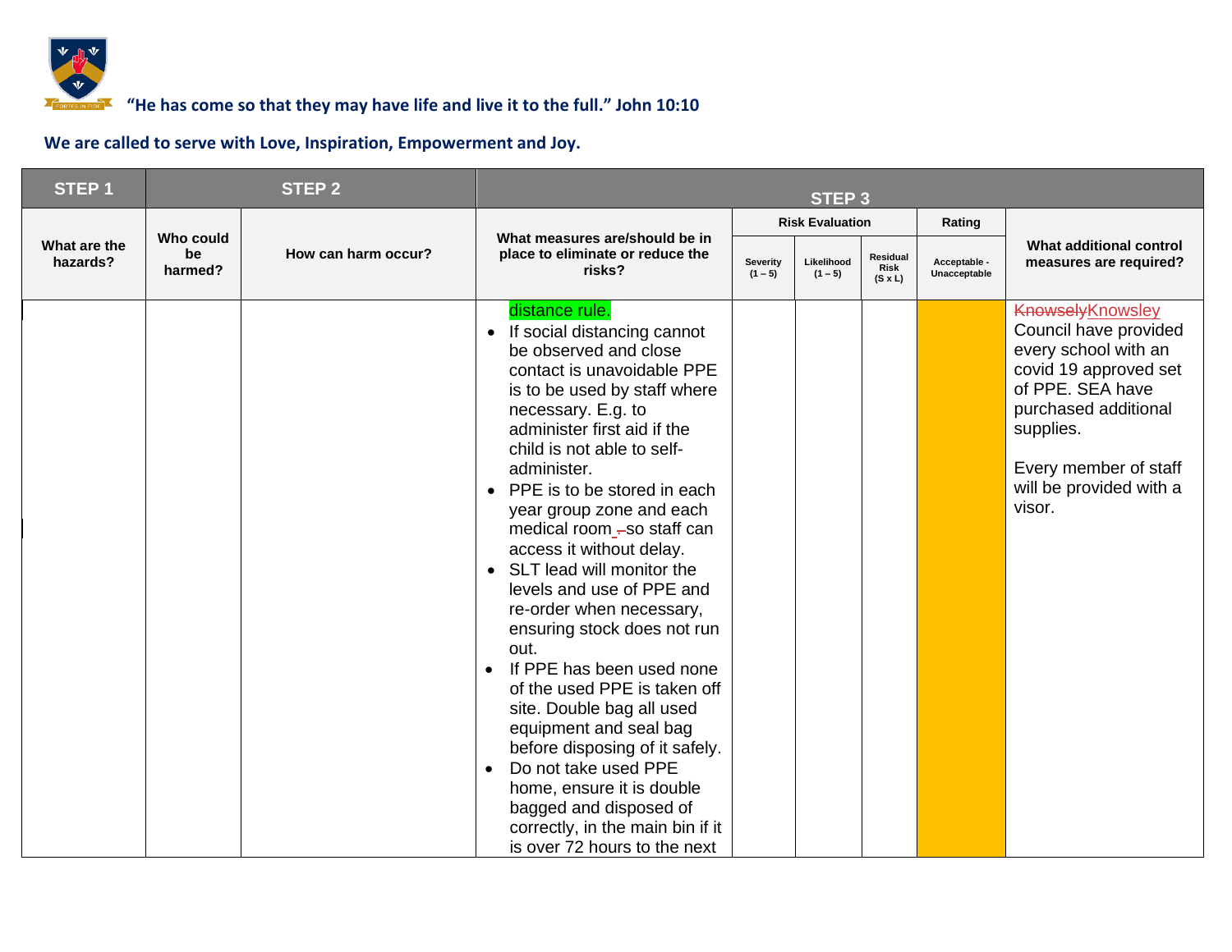"He has come so that they may have life and live it to the full." John 10:10

**We are called to serve with Love, Inspiration, Empowerment and Joy.**

| STEP 1 | STEP 2 | | STEP 3 | | | | | |
|---|---|---|---|---|---|---|---|---|
| What are the hazards? | Who could be harmed? | How can harm occur? | What measures are/should be in place to eliminate or reduce the risks? | Risk Evaluation | | | Rating | What additional control measures are required? |
| | | | | Severity (1 – 5) | Likelihood (1 – 5) | Residual Risk (S x L) | Acceptable - Unacceptable | |
| | | | distance rule. <br>• If social distancing cannot be observed and close contact is unavoidable PPE is to be used by staff where necessary. E.g. to administer first aid if the child is not able to self-administer. <br>• PPE is to be stored in each year group zone and each medical room so staff can access it without delay. <br>• SLT lead will monitor the levels and use of PPE and re-order when necessary, ensuring stock does not run out. <br>• If PPE has been used none of the used PPE is taken off site. Double bag all used equipment and seal bag before disposing of it safely. <br>• Do not take used PPE home, ensure it is double bagged and disposed of correctly, in the main bin if it is over 72 hours to the next | | | | | ~~Knowsely~~Knowsley Council have provided every school with an covid 19 approved set of PPE. SEA have purchased additional supplies. <br><br>Every member of staff will be provided with a visor. |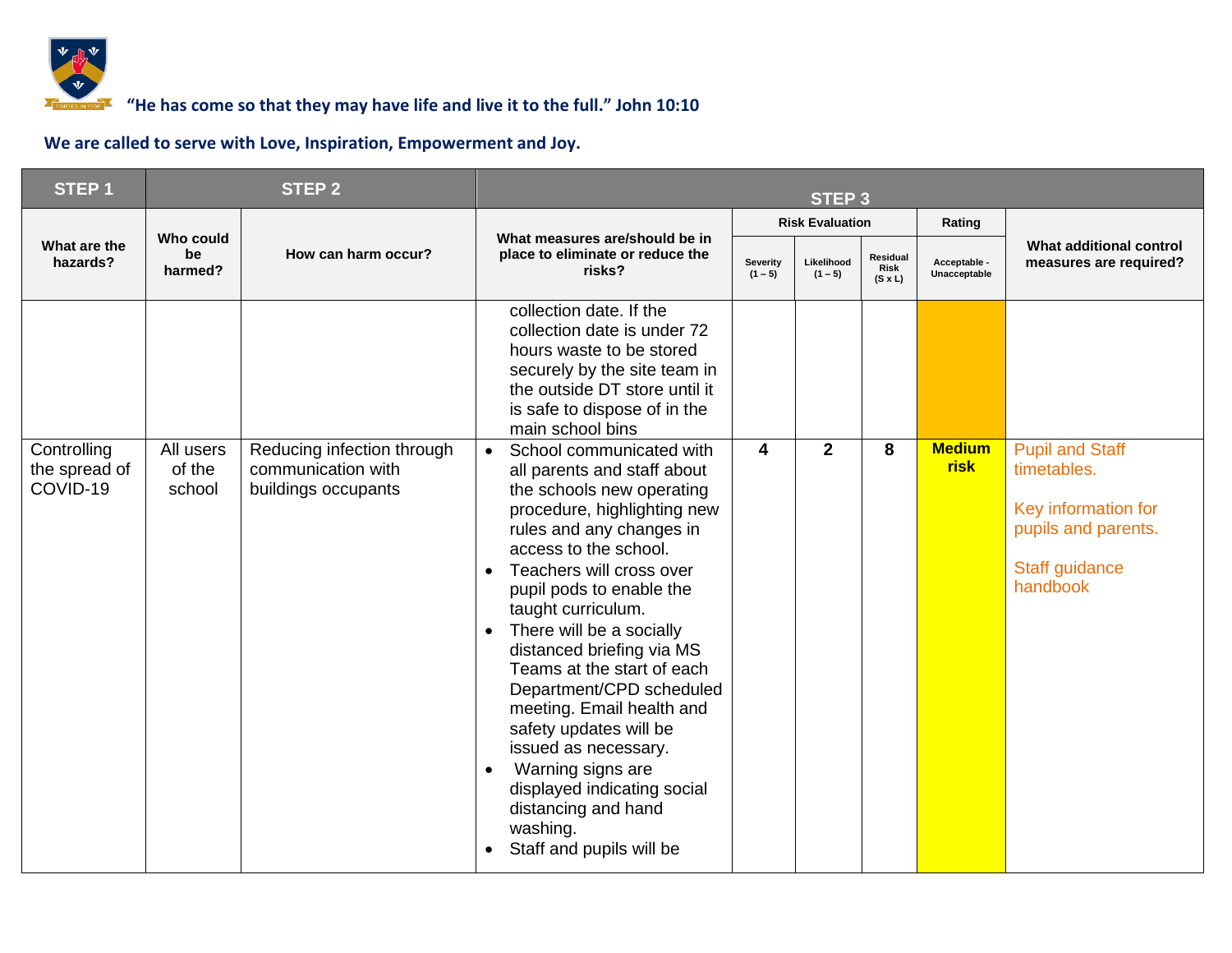"He has come so that they may have life and live it to the full." John 10:10

We are called to serve with Love, Inspiration, Empowerment and Joy.

| STEP 1 | STEP 2 | | STEP 3 | | | | | |
|---|---|---|---|---|---|---|---|---|
| What are the hazards? | Who could be harmed? | How can harm occur? | What measures are/should be in place to eliminate or reduce the risks? | Risk Evaluation | | | Rating | What additional control measures are required? |
| | | | | Severity (1 – 5) | Likelihood (1 – 5) | Residual Risk (S x L) | Acceptable - Unacceptable | |
| | | | collection date. If the collection date is under 72 hours waste to be stored securely by the site team in the outside DT store until it is safe to dispose of in the main school bins | | | | | |
| Controlling the spread of COVID-19 | All users of the school | Reducing infection through communication with buildings occupants | • School communicated with all parents and staff about the schools new operating procedure, highlighting new rules and any changes in access to the school.<br>• Teachers will cross over pupil pods to enable the taught curriculum.<br>• There will be a socially distanced briefing via MS Teams at the start of each Department/CPD scheduled meeting. Email health and safety updates will be issued as necessary.<br>• Warning signs are displayed indicating social distancing and hand washing.<br>• Staff and pupils will be | 4 | 2 | 8 | **Medium risk** | Pupil and Staff timetables.<br><br>Key information for pupils and parents.<br><br>Staff guidance handbook |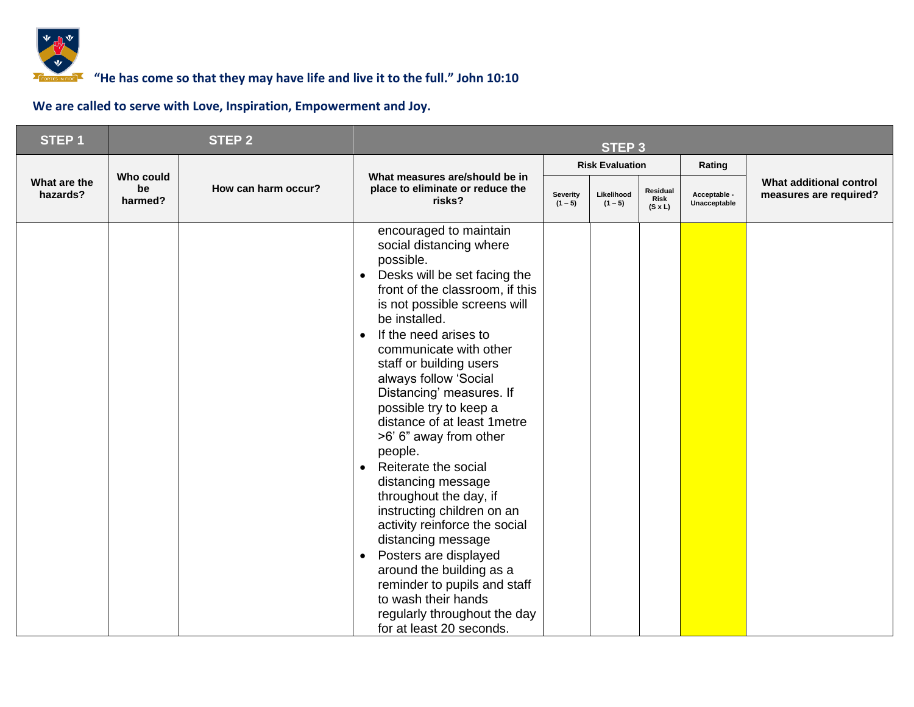**"He has come so that they may have life and live it to the full." John 10:10**

**We are called to serve with Love, Inspiration, Empowerment and Joy.**

| STEP 1 | STEP 2 | | STEP 3 | | | | | |
|---|---|---|---|---|---|---|---|---|
| | | | | Risk Evaluation | | | Rating | |
| What are the hazards? | Who could be harmed? | How can harm occur? | What measures are/should be in place to eliminate or reduce the risks? | Severity (1 – 5) | Likelihood (1 – 5) | Residual Risk (S x L) | Acceptable - Unacceptable | What additional control measures are required? |
| | | | encouraged to maintain social distancing where possible. <br>• Desks will be set facing the front of the classroom, if this is not possible screens will be installed. <br>• If the need arises to communicate with other staff or building users always follow 'Social Distancing' measures. If possible try to keep a distance of at least 1metre >6' 6" away from other people. <br>• Reiterate the social distancing message throughout the day, if instructing children on an activity reinforce the social distancing message <br>• Posters are displayed around the building as a reminder to pupils and staff to wash their hands regularly throughout the day for at least 20 seconds. | | | | | |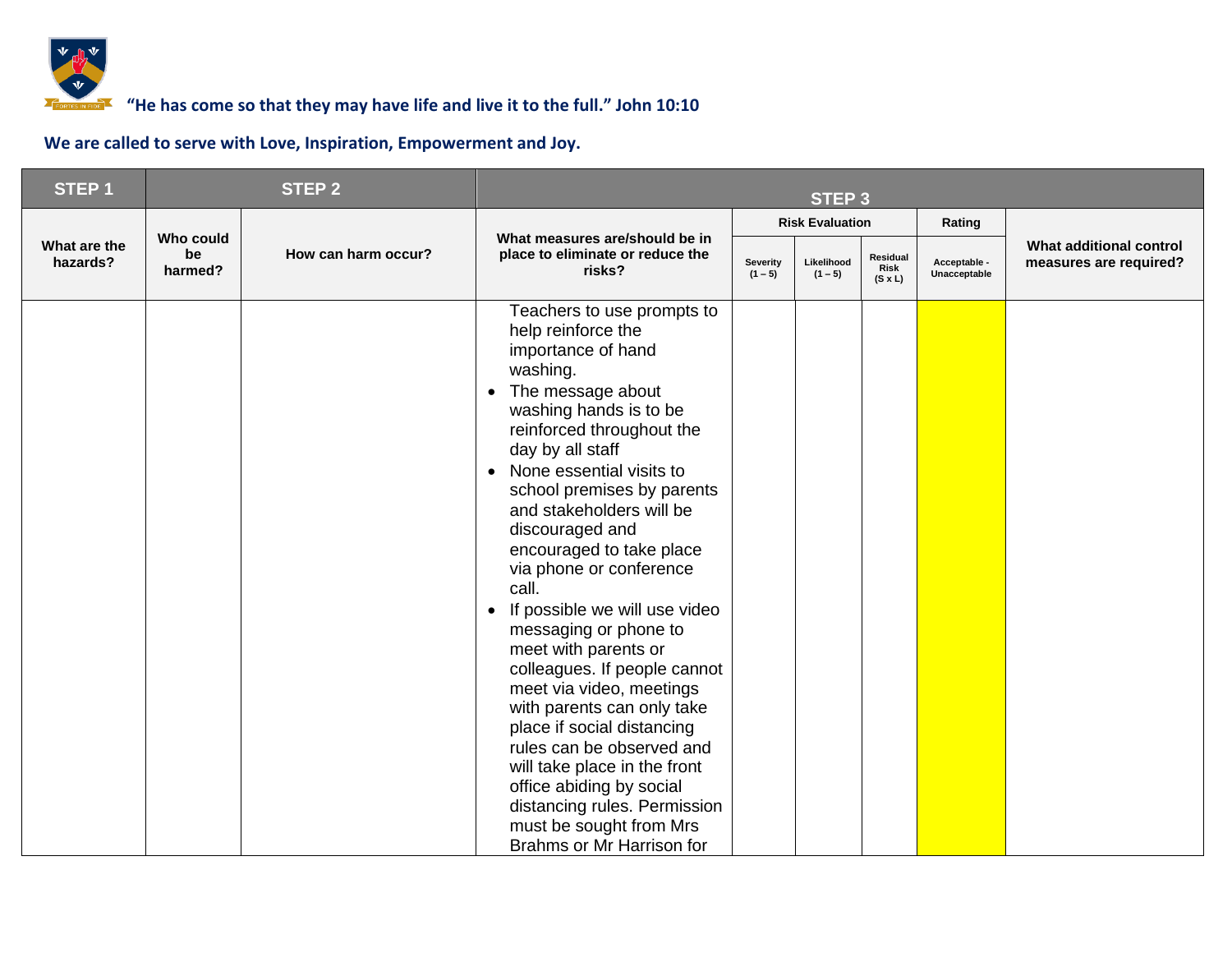"He has come so that they may have life and live it to the full." John 10:10

We are called to serve with Love, Inspiration, Empowerment and Joy.

| STEP 1 | STEP 2 | | STEP 3 | | | | | |
|---|---|---|---|---|---|---|---|---|
| | | | | Risk Evaluation | | | Rating | |
| What are the hazards? | Who could be harmed? | How can harm occur? | What measures are/should be in place to eliminate or reduce the risks? | Severity (1 – 5) | Likelihood (1 – 5) | Residual Risk (S x L) | Acceptable - Unacceptable | What additional control measures are required? |
| | | | Teachers to use prompts to help reinforce the importance of hand washing.<br>• The message about washing hands is to be reinforced throughout the day by all staff<br>• None essential visits to school premises by parents and stakeholders will be discouraged and encouraged to take place via phone or conference call.<br>• If possible we will use video messaging or phone to meet with parents or colleagues. If people cannot meet via video, meetings with parents can only take place if social distancing rules can be observed and will take place in the front office abiding by social distancing rules. Permission must be sought from Mrs Brahms or Mr Harrison for | | | | | |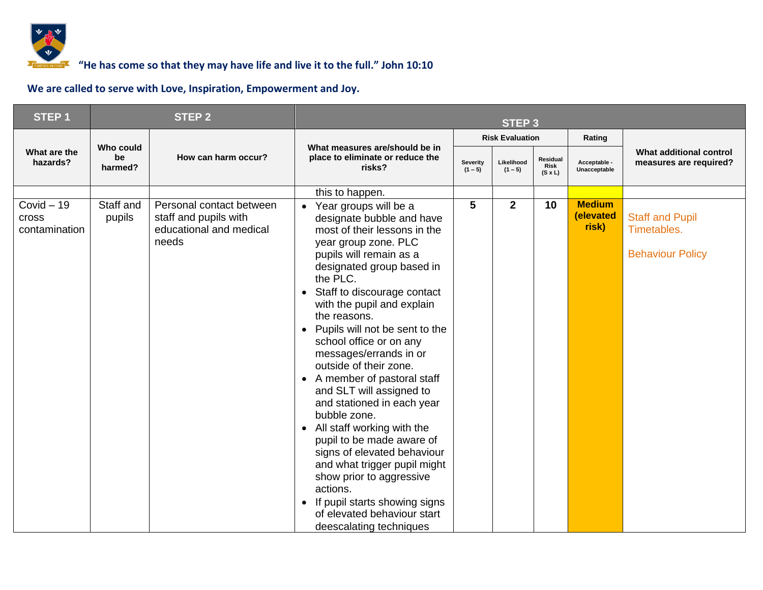**"He has come so that they may have life and live it to the full." John 10:10**

**We are called to serve with Love, Inspiration, Empowerment and Joy.**

| STEP 1 | STEP 2 | | STEP 3 | | | | | |
|---|---|---|---|---|---|---|---|---|
| | | | | Risk Evaluation | | | Rating | |
| What are the hazards? | Who could be harmed? | How can harm occur? | What measures are/should be in place to eliminate or reduce the risks? | Severity (1 – 5) | Likelihood (1 – 5) | Residual Risk (S x L) | Acceptable - Unacceptable | What additional control measures are required? |
| | | | this to happen. | | | | | |
| Covid – 19 cross contamination | Staff and pupils | Personal contact between staff and pupils with educational and medical needs | • Year groups will be a designate bubble and have most of their lessons in the year group zone. PLC pupils will remain as a designated group based in the PLC.<br>• Staff to discourage contact with the pupil and explain the reasons.<br>• Pupils will not be sent to the school office or on any messages/errands in or outside of their zone.<br>• A member of pastoral staff and SLT will assigned to and stationed in each year bubble zone.<br>• All staff working with the pupil to be made aware of signs of elevated behaviour and what trigger pupil might show prior to aggressive actions.<br>• If pupil starts showing signs of elevated behaviour start deescalating techniques | 5 | 2 | 10 | **Medium (elevated risk)** | Staff and Pupil Timetables.<br><br>Behaviour Policy |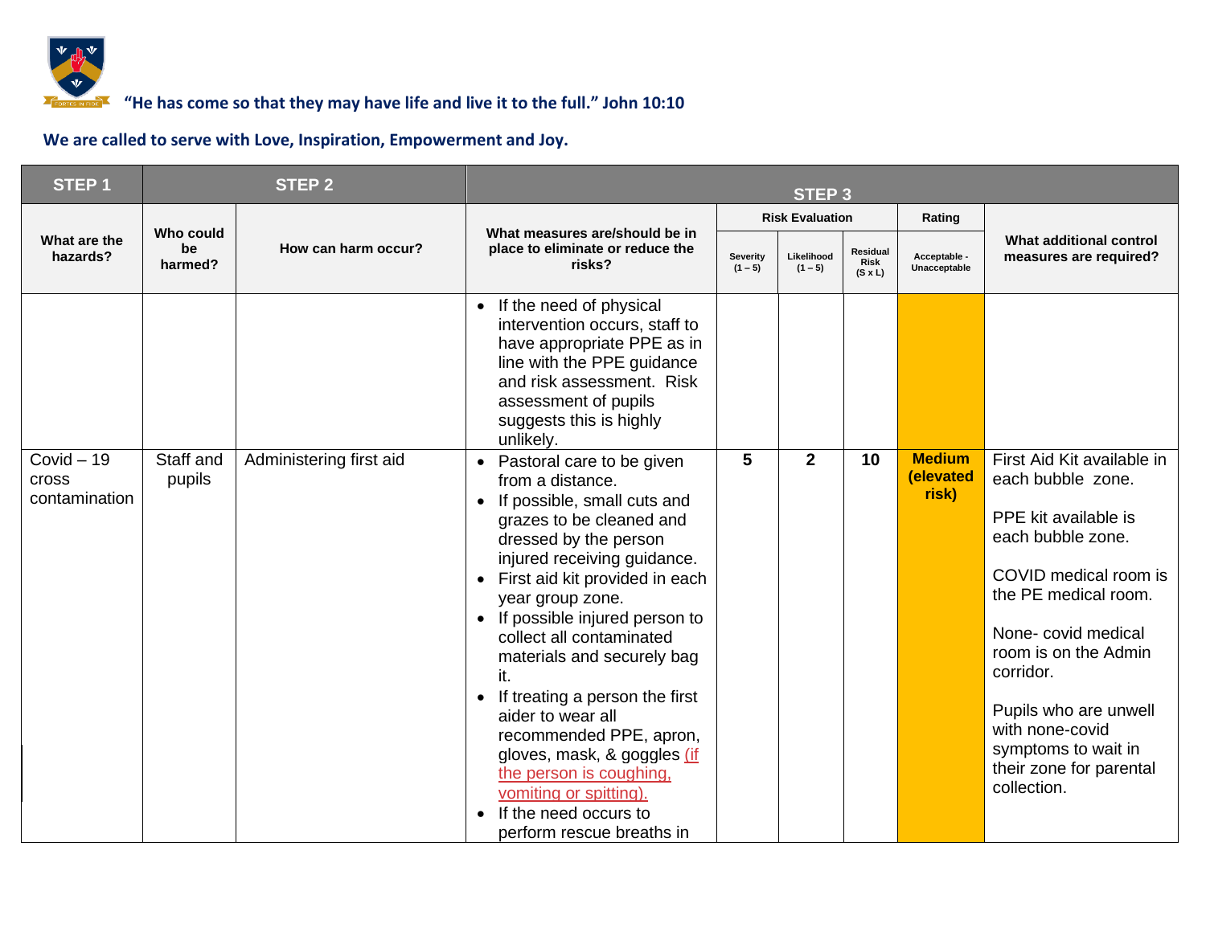**"He has come so that they may have life and live it to the full." John 10:10**

**We are called to serve with Love, Inspiration, Empowerment and Joy.**

| STEP 1 | STEP 2 | | STEP 3 | | | | | |
|---|---|---|---|---|---|---|---|---|
| | | | | Risk Evaluation | | | Rating | |
| What are the hazards? | Who could be harmed? | How can harm occur? | What measures are/should be in place to eliminate or reduce the risks? | Severity (1 – 5) | Likelihood (1 – 5) | Residual Risk (S x L) | Acceptable - Unacceptable | What additional control measures are required? |
| | | | • If the need of physical intervention occurs, staff to have appropriate PPE as in line with the PPE guidance and risk assessment. Risk assessment of pupils suggests this is highly unlikely. | | | | | |
| Covid – 19 cross contamination | Staff and pupils | Administering first aid | • Pastoral care to be given from a distance.<br>• If possible, small cuts and grazes to be cleaned and dressed by the person injured receiving guidance.<br>• First aid kit provided in each year group zone.<br>• If possible injured person to collect all contaminated materials and securely bag it.<br>• If treating a person the first aider to wear all recommended PPE, apron, gloves, mask, & goggles (if the person is coughing, vomiting or spitting).<br>• If the need occurs to perform rescue breaths in | **5** | **2** | **10** | **Medium (elevated risk)** | First Aid Kit available in each bubble zone.<br><br>PPE kit available is each bubble zone.<br><br>COVID medical room is the PE medical room.<br><br>None- covid medical room is on the Admin corridor.<br><br>Pupils who are unwell with none-covid symptoms to wait in their zone for parental collection. |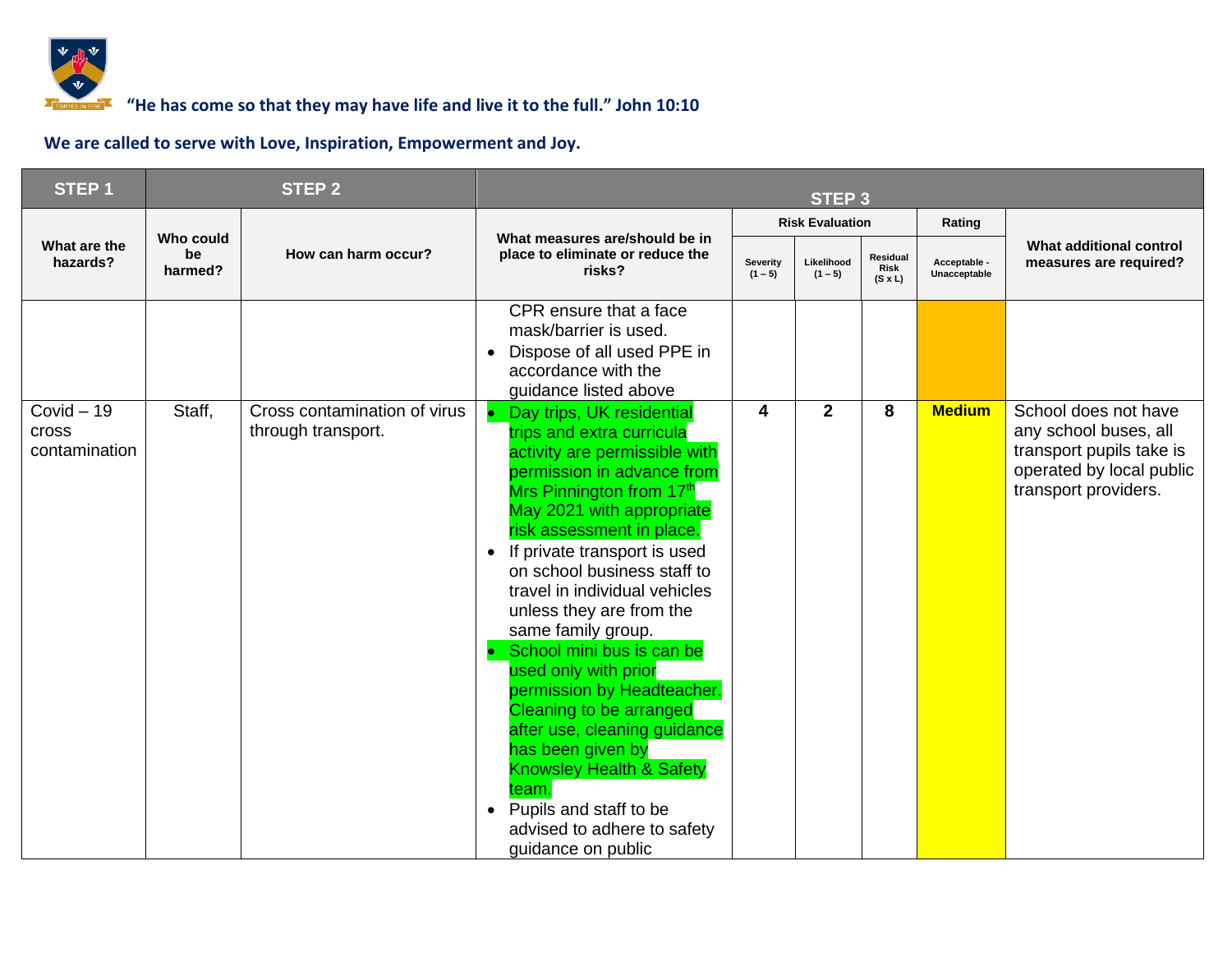**"He has come so that they may have life and live it to the full." John 10:10**

**We are called to serve with Love, Inspiration, Empowerment and Joy.**

| STEP 1 | STEP 2 | | STEP 3 | | | | | |
|---|---|---|---|---|---|---|---|---|
| What are the hazards? | Who could be harmed? | How can harm occur? | What measures are/should be in place to eliminate or reduce the risks? | Risk Evaluation | | | Rating | What additional control measures are required? |
| | | | | Severity (1 – 5) | Likelihood (1 – 5) | Residual Risk (S x L) | Acceptable - Unacceptable | |
| | | | CPR ensure that a face mask/barrier is used.<br>• Dispose of all used PPE in accordance with the guidance listed above | | | | | |
| Covid – 19 cross contamination | Staff, | Cross contamination of virus through transport. | • Day trips, UK residential trips and extra curricula activity are permissible with permission in advance from Mrs Pinnington from 17th May 2021 with appropriate risk assessment in place.<br>• If private transport is used on school business staff to travel in individual vehicles unless they are from the same family group.<br>• School mini bus is can be used only with prior permission by Headteacher. Cleaning to be arranged after use, cleaning guidance has been given by Knowsley Health & Safety team.<br>• Pupils and staff to be advised to adhere to safety guidance on public | 4 | 2 | 8 | Medium | School does not have any school buses, all transport pupils take is operated by local public transport providers. |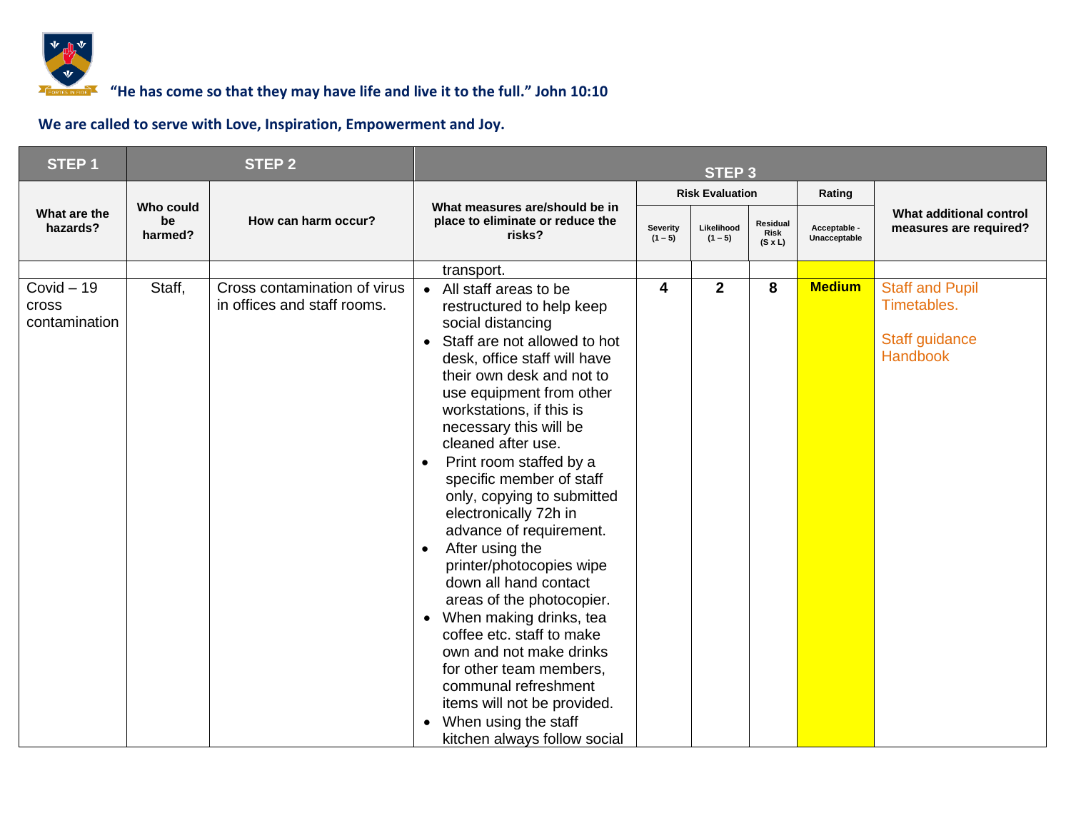"He has come so that they may have life and live it to the full." John 10:10

We are called to serve with Love, Inspiration, Empowerment and Joy.

| STEP 1 | STEP 2 | | STEP 3 | | | | | |
|---|---|---|---|---|---|---|---|---|
| What are the hazards? | Who could be harmed? | How can harm occur? | What measures are/should be in place to eliminate or reduce the risks? | Risk Evaluation | | | Rating | What additional control measures are required? |
| | | | | Severity (1 – 5) | Likelihood (1 – 5) | Residual Risk (S x L) | Acceptable - Unacceptable | |
| | | | transport. | | | | | |
| Covid – 19 cross contamination | Staff, | Cross contamination of virus in offices and staff rooms. | • All staff areas to be restructured to help keep social distancing<br>• Staff are not allowed to hot desk, office staff will have their own desk and not to use equipment from other workstations, if this is necessary this will be cleaned after use.<br>• Print room staffed by a specific member of staff only, copying to submitted electronically 72h in advance of requirement.<br>• After using the printer/photocopies wipe down all hand contact areas of the photocopier.<br>• When making drinks, tea coffee etc. staff to make own and not make drinks for other team members, communal refreshment items will not be provided.<br>• When using the staff kitchen always follow social | 4 | 2 | 8 | Medium | Staff and Pupil Timetables.<br><br>Staff guidance Handbook |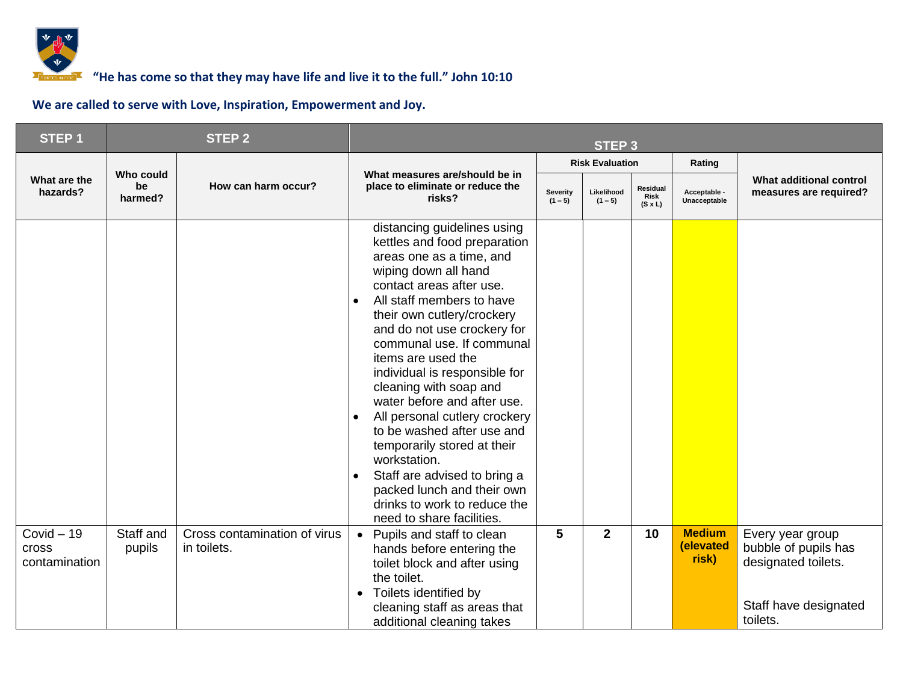"He has come so that they may have life and live it to the full." John 10:10

**We are called to serve with Love, Inspiration, Empowerment and Joy.**

| STEP 1 | STEP 2 | | STEP 3 | | | | | |
|---|---|---|---|---|---|---|---|---|
| | | | | Risk Evaluation | | | Rating | |
| What are the hazards? | Who could be harmed? | How can harm occur? | What measures are/should be in place to eliminate or reduce the risks? | Severity (1 – 5) | Likelihood (1 – 5) | Residual Risk (S x L) | Acceptable - Unacceptable | What additional control measures are required? |
| | | | distancing guidelines using kettles and food preparation areas one as a time, and wiping down all hand contact areas after use.<br>• All staff members to have their own cutlery/crockery and do not use crockery for communal use. If communal items are used the individual is responsible for cleaning with soap and water before and after use.<br>• All personal cutlery crockery to be washed after use and temporarily stored at their workstation.<br>• Staff are advised to bring a packed lunch and their own drinks to work to reduce the need to share facilities. | | | | | |
| Covid – 19 cross contamination | Staff and pupils | Cross contamination of virus in toilets. | • Pupils and staff to clean hands before entering the toilet block and after using the toilet.<br>• Toilets identified by cleaning staff as areas that additional cleaning takes | **5** | **2** | **10** | **Medium (elevated risk)** | Every year group bubble of pupils has designated toilets.<br><br>Staff have designated toilets. |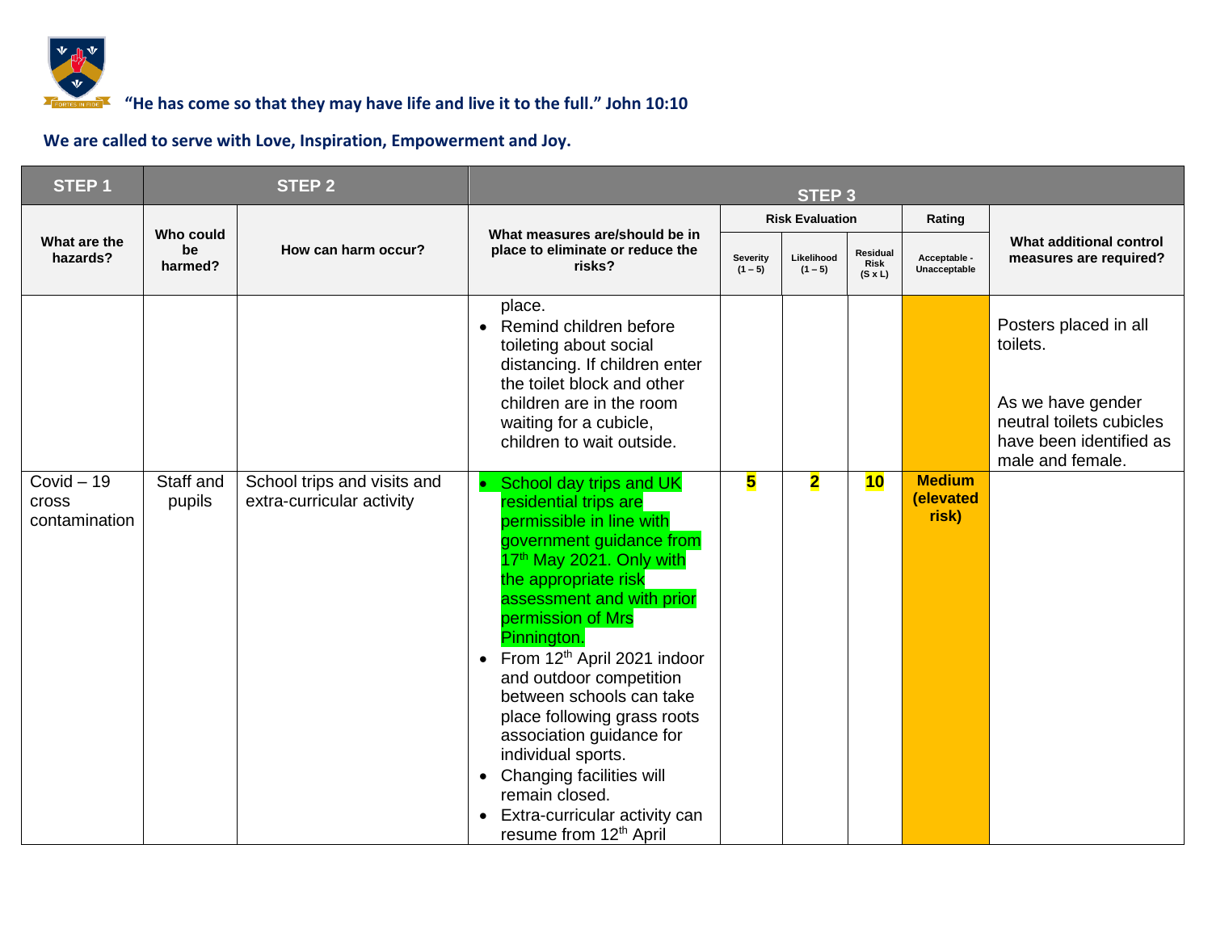**"He has come so that they may have life and live it to the full." John 10:10**

**We are called to serve with Love, Inspiration, Empowerment and Joy.**

| STEP 1 | STEP 2 | | STEP 3 | | | | | |
|---|---|---|---|---|---|---|---|---|
| | | | | Risk Evaluation | | | Rating | |
| What are the hazards? | Who could be harmed? | How can harm occur? | What measures are/should be in place to eliminate or reduce the risks? | Severity (1 – 5) | Likelihood (1 – 5) | Residual Risk (S x L) | Acceptable - Unacceptable | What additional control measures are required? |
| | | | place.<br>• Remind children before toileting about social distancing. If children enter the toilet block and other children are in the room waiting for a cubicle, children to wait outside. | | | | | Posters placed in all toilets.<br><br>As we have gender neutral toilets cubicles have been identified as male and female. |
| Covid – 19 cross contamination | Staff and pupils | School trips and visits and extra-curricular activity | • School day trips and UK residential trips are permissible in line with government guidance from 17th May 2021. Only with the appropriate risk assessment and with prior permission of Mrs Pinnington.<br>• From 12th April 2021 indoor and outdoor competition between schools can take place following grass roots association guidance for individual sports.<br>• Changing facilities will remain closed.<br>• Extra-curricular activity can resume from 12th April | **5** | **2** | **10** | **Medium (elevated risk)** | |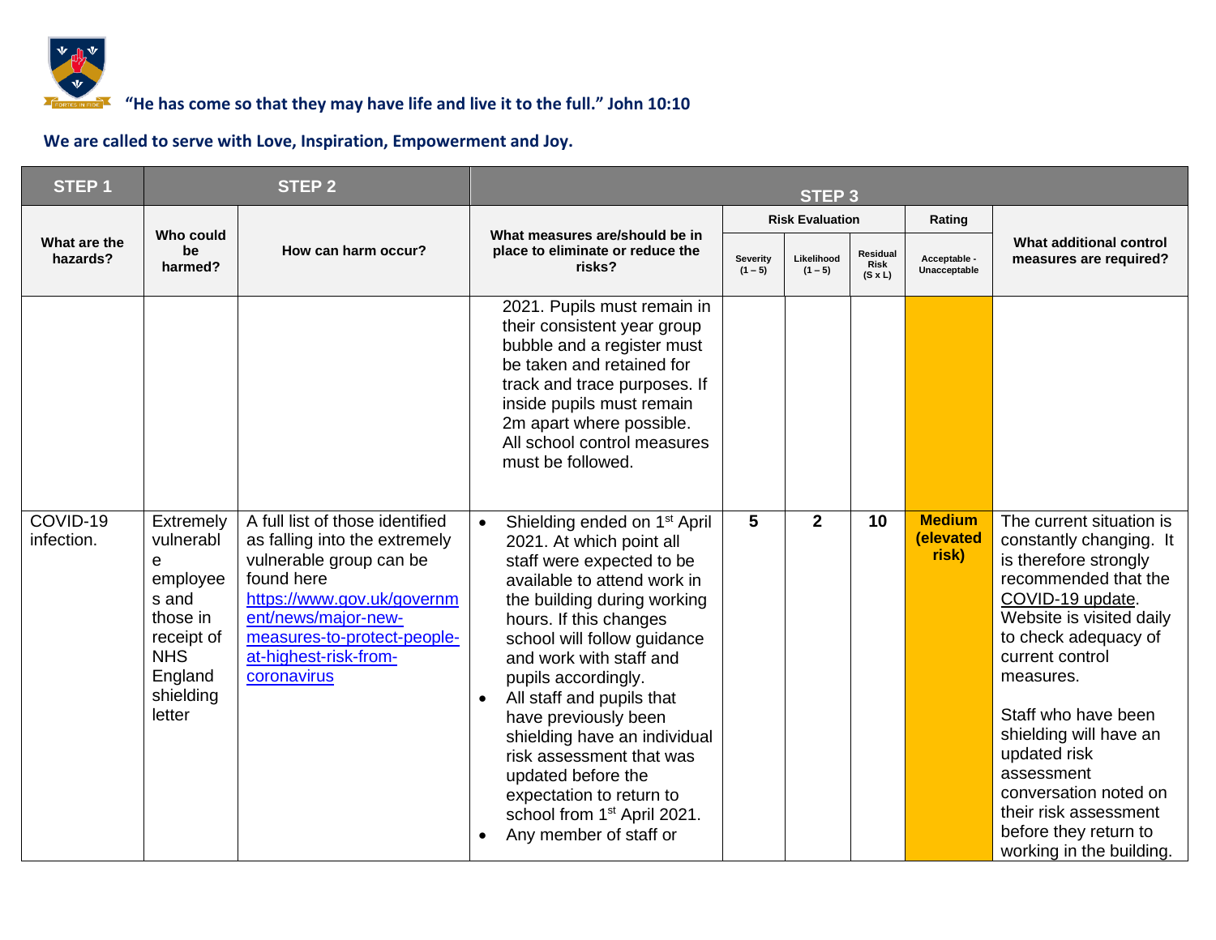"He has come so that they may have life and live it to the full." John 10:10

We are called to serve with Love, Inspiration, Empowerment and Joy.

| STEP 1 | STEP 2 | | STEP 3 | | | | | |
|---|---|---|---|---|---|---|---|---|
| What are the hazards? | Who could be harmed? | How can harm occur? | What measures are/should be in place to eliminate or reduce the risks? | Risk Evaluation | | | Rating | What additional control measures are required? |
| | | | | Severity (1 – 5) | Likelihood (1 – 5) | Residual Risk (S x L) | Acceptable - Unacceptable | |
| | | | 2021. Pupils must remain in their consistent year group bubble and a register must be taken and retained for track and trace purposes. If inside pupils must remain 2m apart where possible. All school control measures must be followed. | | | | | |
| COVID-19 infection. | Extremely vulnerable employees and those in receipt of NHS England shielding letter | A full list of those identified as falling into the extremely vulnerable group can be found here [https://www.gov.uk/government/news/major-new-measures-to-protect-people-at-highest-risk-from-coronavirus](https://www.gov.uk/government/news/major-new-measures-to-protect-people-at-highest-risk-from-coronavirus) | • Shielding ended on 1st April 2021. At which point all staff were expected to be available to attend work in the building during working hours. If this changes school will follow guidance and work with staff and pupils accordingly.<br>• All staff and pupils that have previously been shielding have an individual risk assessment that was updated before the expectation to return to school from 1st April 2021.<br>• Any member of staff or | 5 | 2 | 10 | **Medium (elevated risk)** | The current situation is constantly changing. It is therefore strongly recommended that the COVID-19 update. Website is visited daily to check adequacy of current control measures.<br><br>Staff who have been shielding will have an updated risk assessment conversation noted on their risk assessment before they return to working in the building. |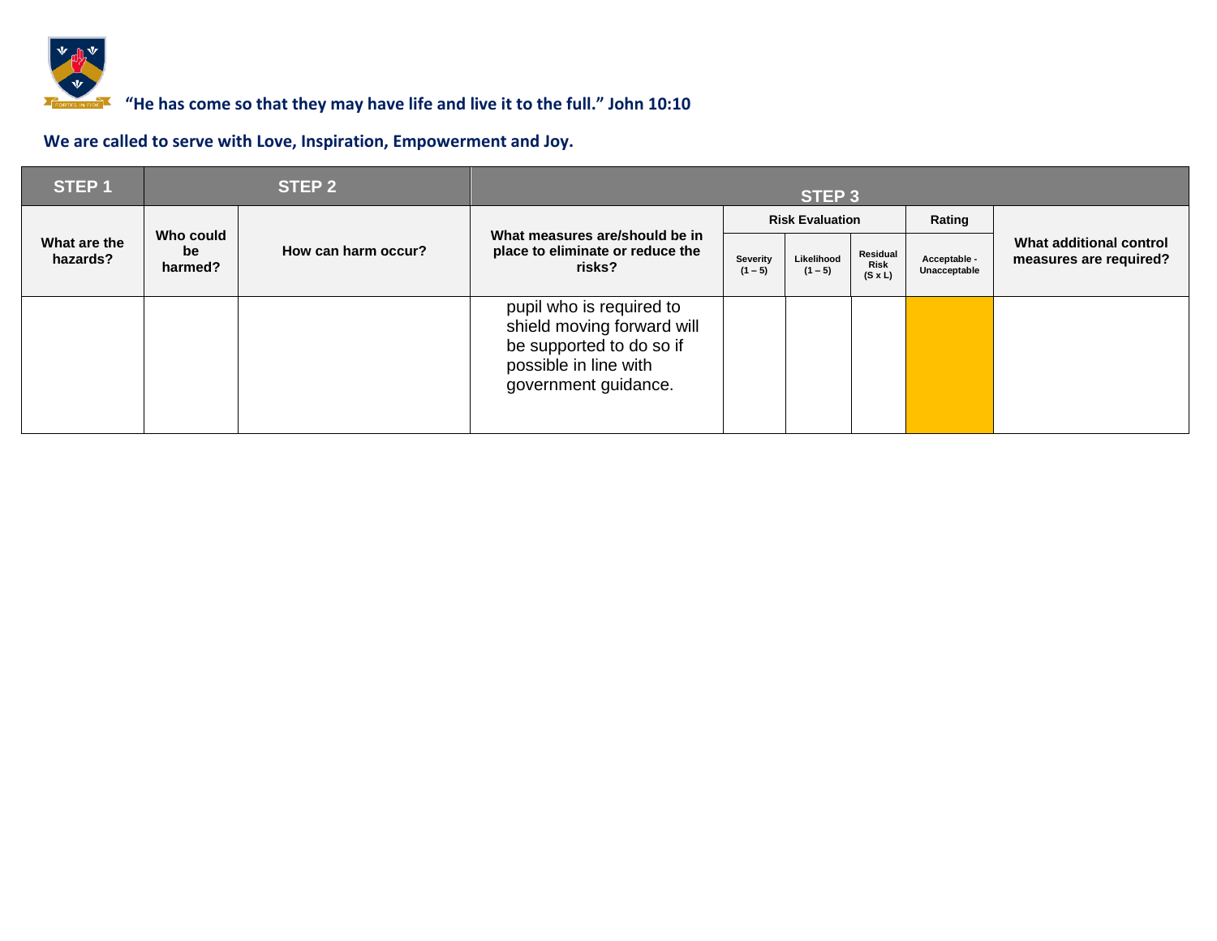**"He has come so that they may have life and live it to the full." John 10:10**

**We are called to serve with Love, Inspiration, Empowerment and Joy.**

| STEP 1 | STEP 2 | | STEP 3 | | | | | |
|---|---|---|---|---|---|---|---|---|
| What are the hazards? | Who could be harmed? | How can harm occur? | What measures are/should be in place to eliminate or reduce the risks? | Risk Evaluation | | | Rating | What additional control measures are required? |
| | | | | Severity (1 – 5) | Likelihood (1 – 5) | Residual Risk (S x L) | Acceptable - Unacceptable | |
| | | | pupil who is required to shield moving forward will be supported to do so if possible in line with government guidance. | | | | | |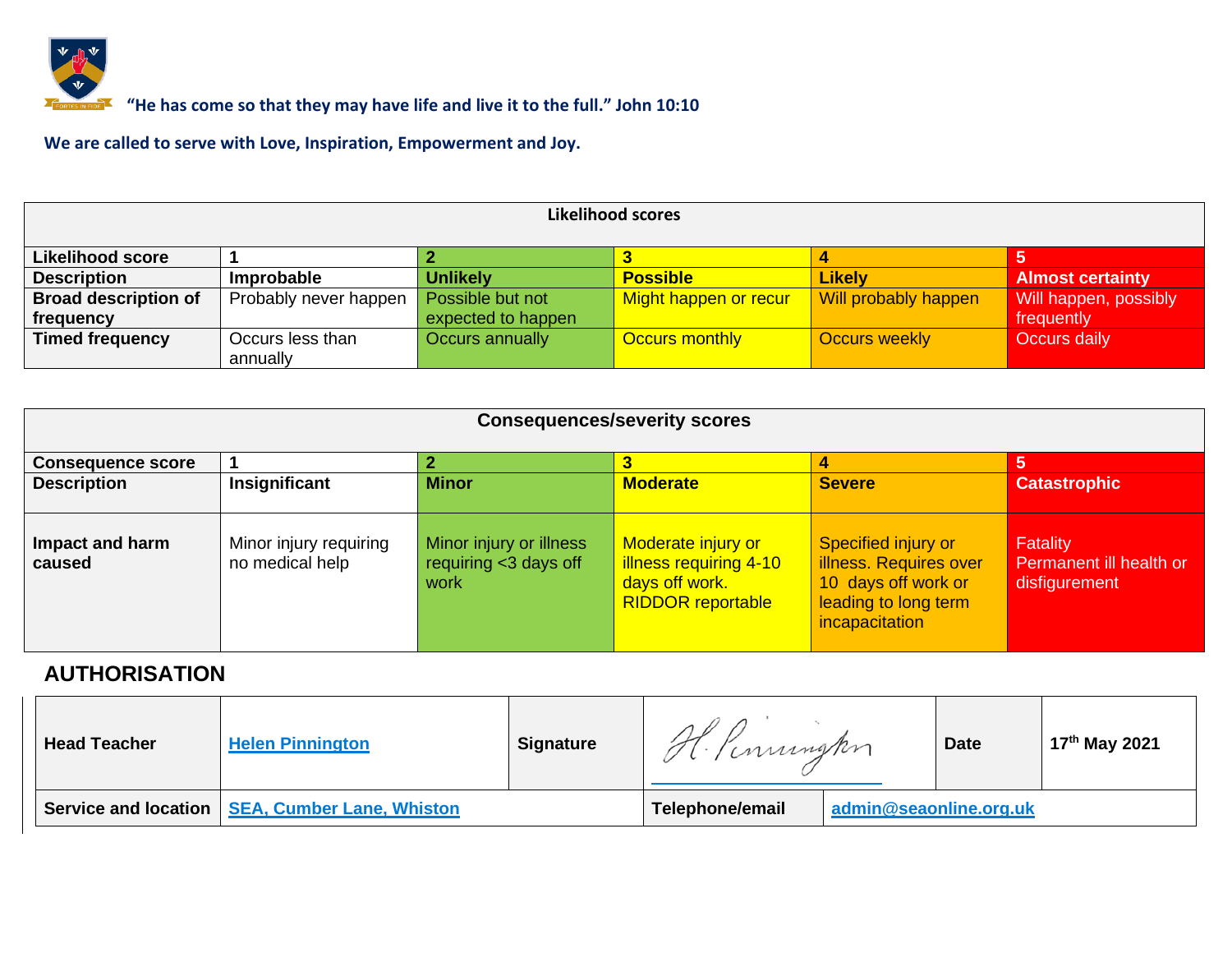**"He has come so that they may have life and live it to the full." John 10:10**

**We are called to serve with Love, Inspiration, Empowerment and Joy.**

| **Likelihood scores** | | | | | |
|---|---|---|---|---|---|
| **Likelihood score** | **1** | **2** | **3** | **4** | **5** |
| **Description** | **Improbable** | **Unlikely** | **Possible** | **Likely** | **Almost certainty** |
| **Broad description of frequency** | Probably never happen | Possible but not expected to happen | Might happen or recur | Will probably happen | Will happen, possibly frequently |
| **Timed frequency** | Occurs less than annually | Occurs annually | Occurs monthly | Occurs weekly | Occurs daily |

| **Consequences/severity scores** | | | | | |
|---|---|---|---|---|---|
| **Consequence score** | **1** | **2** | **3** | **4** | **5** |
| **Description** | **Insignificant** | **Minor** | **Moderate** | **Severe** | **Catastrophic** |
| **Impact and harm caused** | Minor injury requiring no medical help | Minor injury or illness requiring <3 days off work | Moderate injury or illness requiring 4-10 days off work. RIDDOR reportable | Specified injury or illness. Requires over 10 days off work or leading to long term incapacitation | Fatality Permanent ill health or disfigurement |

## AUTHORISATION

| | | | | | |
|---|---|---|---|---|---|
| **Head Teacher** | Helen Pinnington | **Signature** | H. Pinnington | **Date** | **17th May 2021** |
| **Service and location** | SEA, Cumber Lane, Whiston | **Telephone/email** | admin@seaonline.org.uk | | |